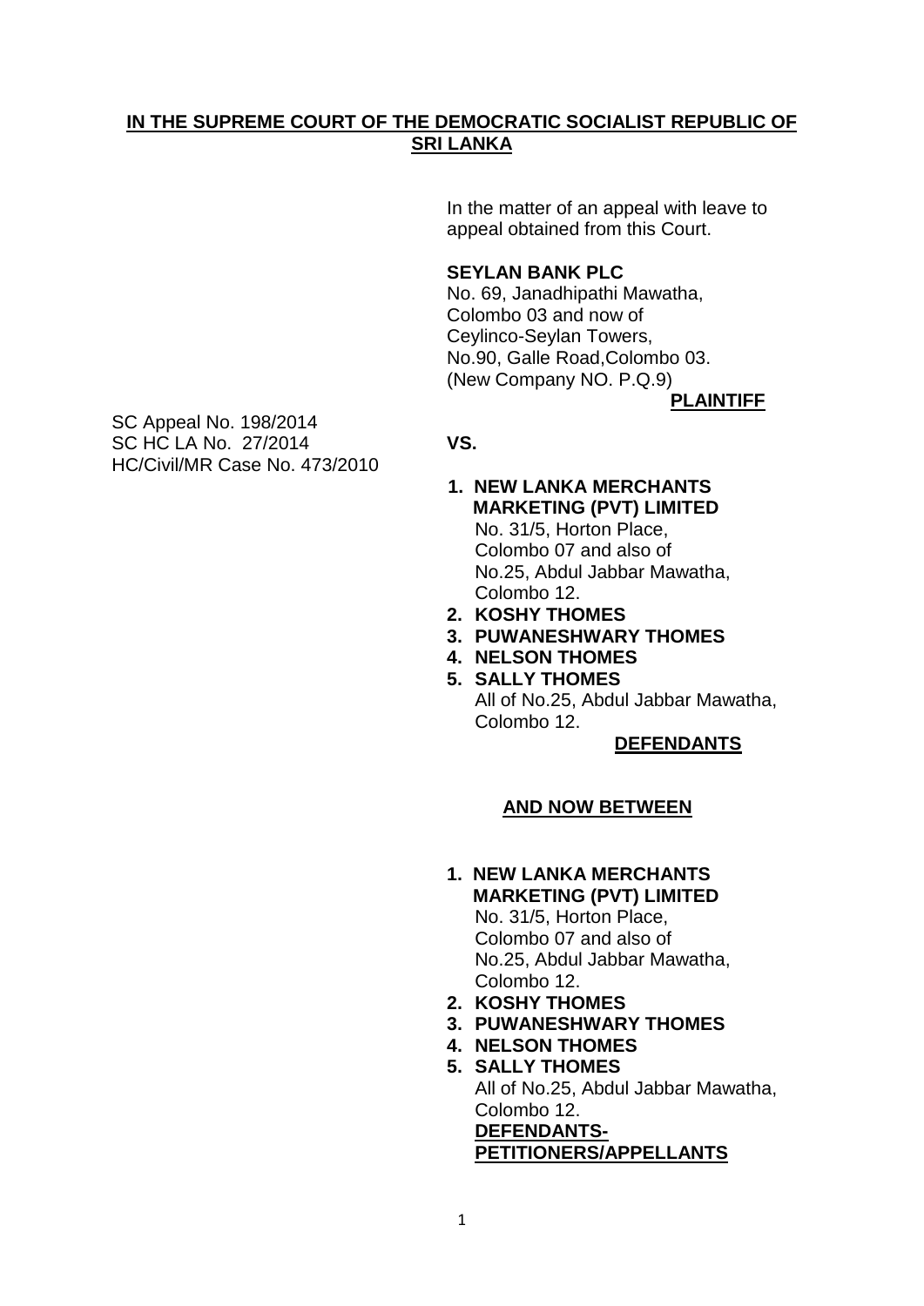**IN THE SUPREME COURT OF THE DEMOCRATIC SOCIALIST REPUBLIC OF SRI LANKA**

In the matter of an appeal with leave to appeal obtained from this Court.

**SEYLAN BANK PLC**
No. 69, Janadhipathi Mawatha,
Colombo 03 and now of
Ceylinco-Seylan Towers,
No.90, Galle Road,Colombo 03.
(New Company NO. P.Q.9)

**PLAINTIFF**

SC Appeal No. 198/2014
SC HC LA No. 27/2014
HC/Civil/MR Case No. 473/2010

**VS.**

1. **NEW LANKA MERCHANTS MARKETING (PVT) LIMITED**
   No. 31/5, Horton Place,
   Colombo 07 and also of
   No.25, Abdul Jabbar Mawatha,
   Colombo 12.
2. **KOSHY THOMES**
3. **PUWANESHWARY THOMES**
4. **NELSON THOMES**
5. **SALLY THOMES**
   All of No.25, Abdul Jabbar Mawatha,
   Colombo 12.

**DEFENDANTS**

**AND NOW BETWEEN**

1. **NEW LANKA MERCHANTS MARKETING (PVT) LIMITED**
   No. 31/5, Horton Place,
   Colombo 07 and also of
   No.25, Abdul Jabbar Mawatha,
   Colombo 12.
2. **KOSHY THOMES**
3. **PUWANESHWARY THOMES**
4. **NELSON THOMES**
5. **SALLY THOMES**
   All of No.25, Abdul Jabbar Mawatha,
   Colombo 12.
   **DEFENDANTS-PETITIONERS/APPELLANTS**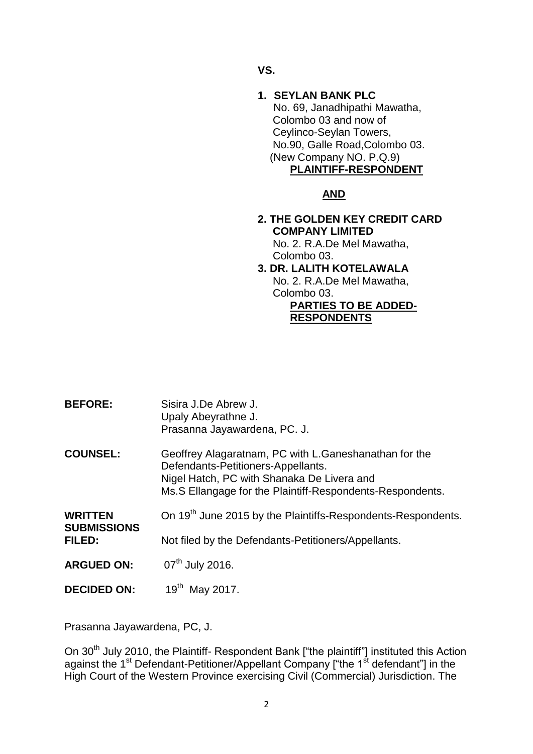**VS.**

**1. SEYLAN BANK PLC**
No. 69, Janadhipathi Mawatha,
Colombo 03 and now of
Ceylinco-Seylan Towers,
No.90, Galle Road,Colombo 03.
(New Company NO. P.Q.9)
**PLAINTIFF-RESPONDENT**

**AND**

**2. THE GOLDEN KEY CREDIT CARD COMPANY LIMITED**
No. 2. R.A.De Mel Mawatha,
Colombo 03.

**3. DR. LALITH KOTELAWALA**
No. 2. R.A.De Mel Mawatha,
Colombo 03.
**PARTIES TO BE ADDED-RESPONDENTS**

**BEFORE:** Sisira J.De Abrew J.
Upaly Abeyrathne J.
Prasanna Jayawardena, PC. J.

**COUNSEL:** Geoffrey Alagaratnam, PC with L.Ganeshanathan for the Defendants-Petitioners-Appellants.
Nigel Hatch, PC with Shanaka De Livera and Ms.S Ellangage for the Plaintiff-Respondents-Respondents.

**WRITTEN SUBMISSIONS FILED:** On 19th June 2015 by the Plaintiffs-Respondents-Respondents.
Not filed by the Defendants-Petitioners/Appellants.

**ARGUED ON:** 07th July 2016.

**DECIDED ON:** 19th May 2017.

Prasanna Jayawardena, PC, J.

On 30th July 2010, the Plaintiff- Respondent Bank ["the plaintiff"] instituted this Action against the 1st Defendant-Petitioner/Appellant Company ["the 1st defendant"] in the High Court of the Western Province exercising Civil (Commercial) Jurisdiction. The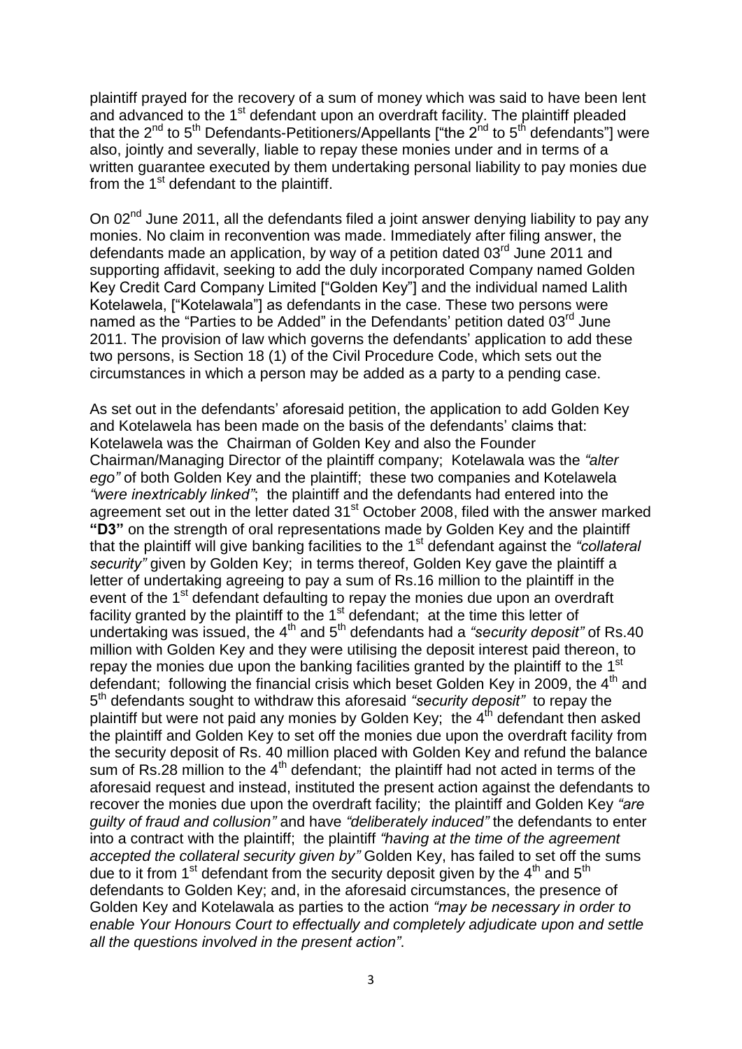plaintiff prayed for the recovery of a sum of money which was said to have been lent and advanced to the 1st defendant upon an overdraft facility. The plaintiff pleaded that the 2nd to 5th Defendants-Petitioners/Appellants ["the 2nd to 5th defendants"] were also, jointly and severally, liable to repay these monies under and in terms of a written guarantee executed by them undertaking personal liability to pay monies due from the 1st defendant to the plaintiff.

On 02nd June 2011, all the defendants filed a joint answer denying liability to pay any monies. No claim in reconvention was made. Immediately after filing answer, the defendants made an application, by way of a petition dated 03rd June 2011 and supporting affidavit, seeking to add the duly incorporated Company named Golden Key Credit Card Company Limited ["Golden Key"] and the individual named Lalith Kotelawela, ["Kotelawala"] as defendants in the case. These two persons were named as the "Parties to be Added" in the Defendants' petition dated 03rd June 2011. The provision of law which governs the defendants' application to add these two persons, is Section 18 (1) of the Civil Procedure Code, which sets out the circumstances in which a person may be added as a party to a pending case.

As set out in the defendants' aforesaid petition, the application to add Golden Key and Kotelawela has been made on the basis of the defendants' claims that: Kotelawela was the Chairman of Golden Key and also the Founder Chairman/Managing Director of the plaintiff company; Kotelawala was the *"alter ego"* of both Golden Key and the plaintiff; these two companies and Kotelawela *"were inextricably linked"*; the plaintiff and the defendants had entered into the agreement set out in the letter dated 31st October 2008, filed with the answer marked **"D3"** on the strength of oral representations made by Golden Key and the plaintiff that the plaintiff will give banking facilities to the 1st defendant against the *"collateral security"* given by Golden Key; in terms thereof, Golden Key gave the plaintiff a letter of undertaking agreeing to pay a sum of Rs.16 million to the plaintiff in the event of the 1st defendant defaulting to repay the monies due upon an overdraft facility granted by the plaintiff to the 1st defendant; at the time this letter of undertaking was issued, the 4th and 5th defendants had a *"security deposit"* of Rs.40 million with Golden Key and they were utilising the deposit interest paid thereon, to repay the monies due upon the banking facilities granted by the plaintiff to the 1st defendant; following the financial crisis which beset Golden Key in 2009, the 4th and 5th defendants sought to withdraw this aforesaid *"security deposit"* to repay the plaintiff but were not paid any monies by Golden Key; the 4th defendant then asked the plaintiff and Golden Key to set off the monies due upon the overdraft facility from the security deposit of Rs. 40 million placed with Golden Key and refund the balance sum of Rs.28 million to the 4th defendant; the plaintiff had not acted in terms of the aforesaid request and instead, instituted the present action against the defendants to recover the monies due upon the overdraft facility; the plaintiff and Golden Key *"are guilty of fraud and collusion"* and have *"deliberately induced"* the defendants to enter into a contract with the plaintiff; the plaintiff *"having at the time of the agreement accepted the collateral security given by"* Golden Key, has failed to set off the sums due to it from 1st defendant from the security deposit given by the 4th and 5th defendants to Golden Key; and, in the aforesaid circumstances, the presence of Golden Key and Kotelawala as parties to the action *"may be necessary in order to enable Your Honours Court to effectually and completely adjudicate upon and settle all the questions involved in the present action"*.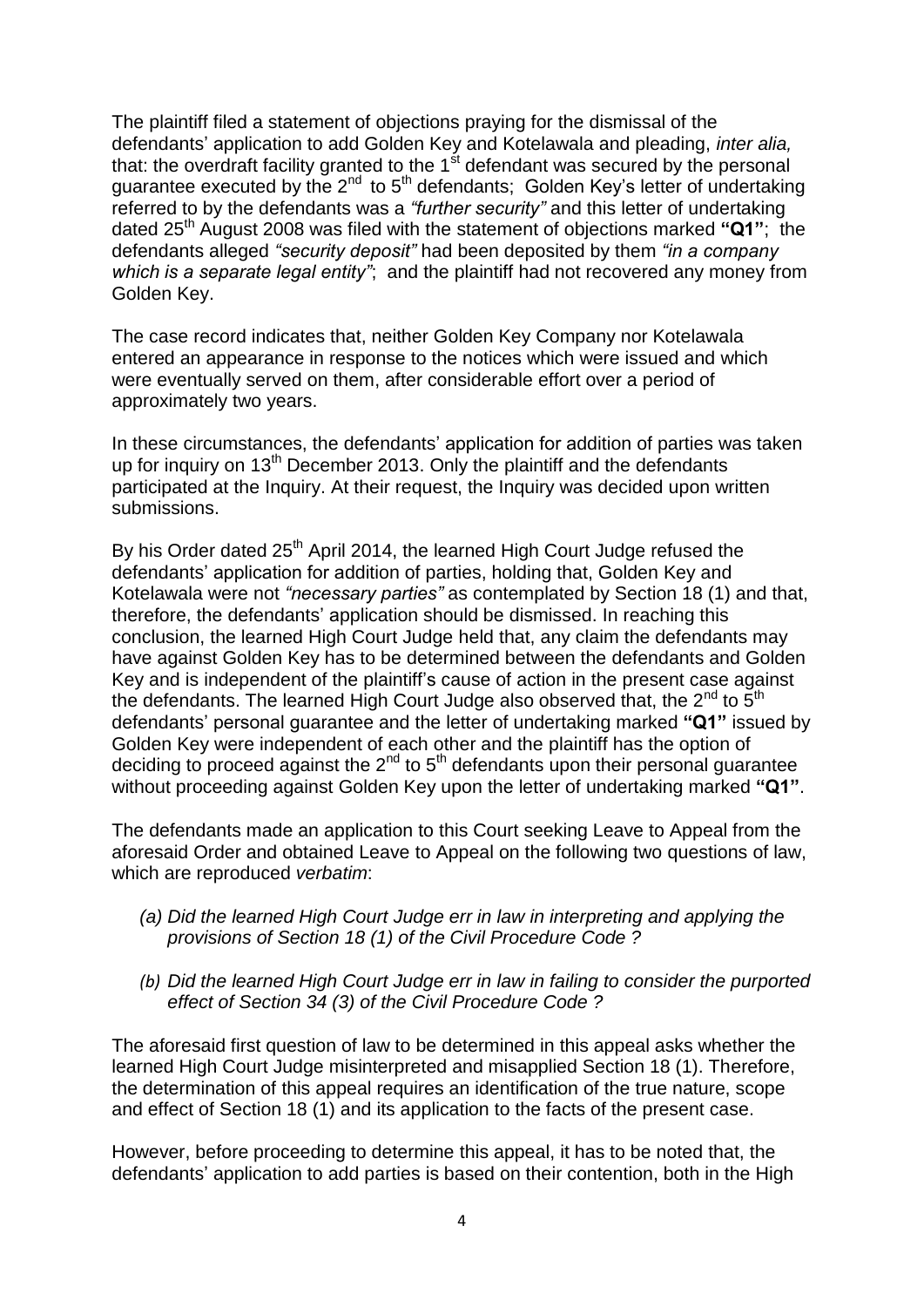The plaintiff filed a statement of objections praying for the dismissal of the defendants' application to add Golden Key and Kotelawala and pleading, *inter alia,* that: the overdraft facility granted to the 1st defendant was secured by the personal guarantee executed by the 2nd to 5th defendants; Golden Key's letter of undertaking referred to by the defendants was a *"further security"* and this letter of undertaking dated 25th August 2008 was filed with the statement of objections marked **"Q1"**; the defendants alleged *"security deposit"* had been deposited by them *"in a company which is a separate legal entity"*; and the plaintiff had not recovered any money from Golden Key.

The case record indicates that, neither Golden Key Company nor Kotelawala entered an appearance in response to the notices which were issued and which were eventually served on them, after considerable effort over a period of approximately two years.

In these circumstances, the defendants' application for addition of parties was taken up for inquiry on 13th December 2013. Only the plaintiff and the defendants participated at the Inquiry. At their request, the Inquiry was decided upon written submissions.

By his Order dated 25th April 2014, the learned High Court Judge refused the defendants' application for addition of parties, holding that, Golden Key and Kotelawala were not *"necessary parties"* as contemplated by Section 18 (1) and that, therefore, the defendants' application should be dismissed. In reaching this conclusion, the learned High Court Judge held that, any claim the defendants may have against Golden Key has to be determined between the defendants and Golden Key and is independent of the plaintiff's cause of action in the present case against the defendants. The learned High Court Judge also observed that, the 2nd to 5th defendants' personal guarantee and the letter of undertaking marked **"Q1"** issued by Golden Key were independent of each other and the plaintiff has the option of deciding to proceed against the 2nd to 5th defendants upon their personal guarantee without proceeding against Golden Key upon the letter of undertaking marked **"Q1"**.

The defendants made an application to this Court seeking Leave to Appeal from the aforesaid Order and obtained Leave to Appeal on the following two questions of law, which are reproduced *verbatim*:

- *(a) Did the learned High Court Judge err in law in interpreting and applying the provisions of Section 18 (1) of the Civil Procedure Code ?*
- *(b) Did the learned High Court Judge err in law in failing to consider the purported effect of Section 34 (3) of the Civil Procedure Code ?*

The aforesaid first question of law to be determined in this appeal asks whether the learned High Court Judge misinterpreted and misapplied Section 18 (1). Therefore, the determination of this appeal requires an identification of the true nature, scope and effect of Section 18 (1) and its application to the facts of the present case.

However, before proceeding to determine this appeal, it has to be noted that, the defendants' application to add parties is based on their contention, both in the High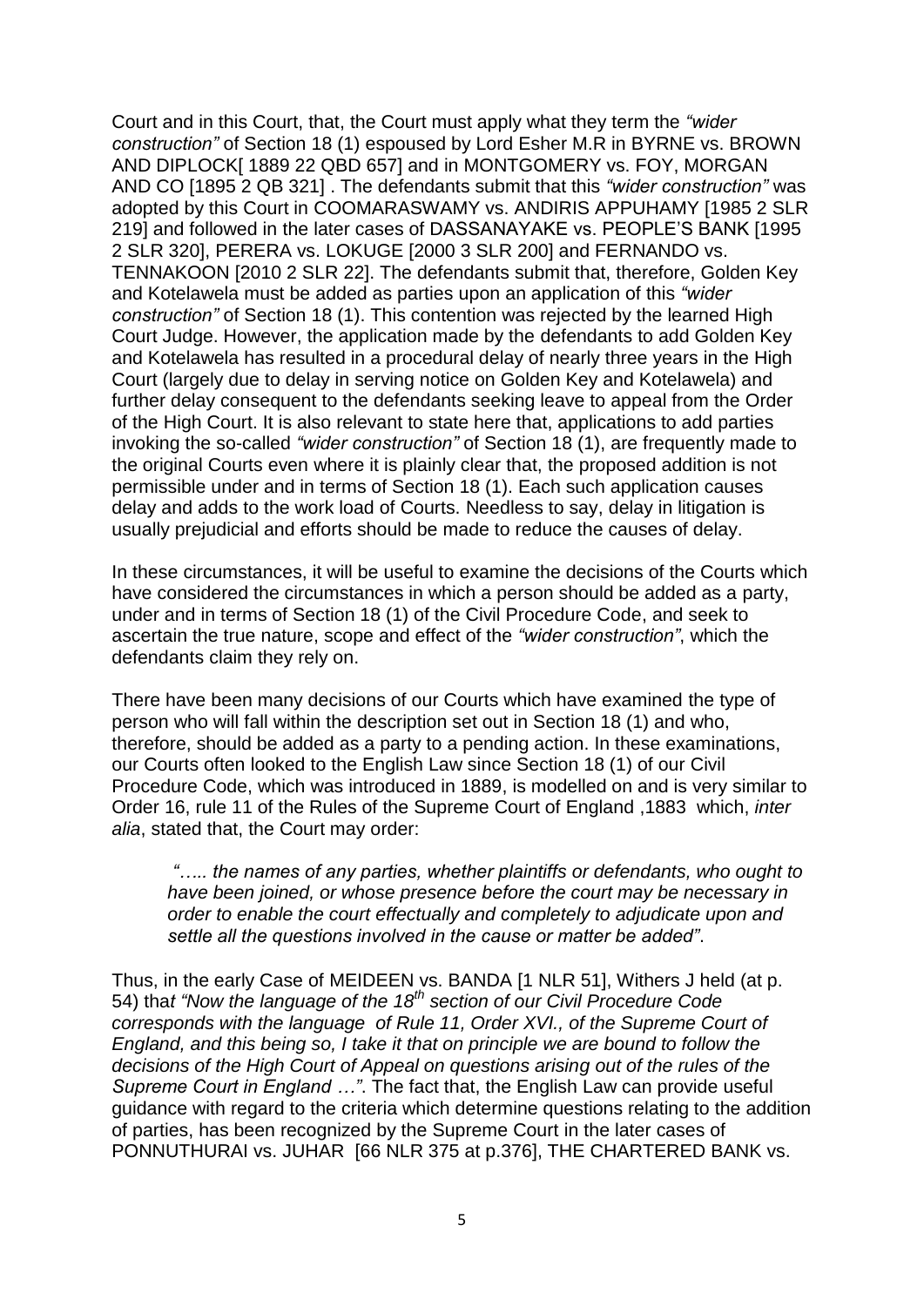Court and in this Court, that, the Court must apply what they term the *"wider construction"* of Section 18 (1) espoused by Lord Esher M.R in BYRNE vs. BROWN AND DIPLOCK[ 1889 22 QBD 657] and in MONTGOMERY vs. FOY, MORGAN AND CO [1895 2 QB 321] . The defendants submit that this *"wider construction"* was adopted by this Court in COOMARASWAMY vs. ANDIRIS APPUHAMY [1985 2 SLR 219] and followed in the later cases of DASSANAYAKE vs. PEOPLE'S BANK [1995 2 SLR 320], PERERA vs. LOKUGE [2000 3 SLR 200] and FERNANDO vs. TENNAKOON [2010 2 SLR 22]. The defendants submit that, therefore, Golden Key and Kotelawela must be added as parties upon an application of this *"wider construction"* of Section 18 (1). This contention was rejected by the learned High Court Judge. However, the application made by the defendants to add Golden Key and Kotelawela has resulted in a procedural delay of nearly three years in the High Court (largely due to delay in serving notice on Golden Key and Kotelawela) and further delay consequent to the defendants seeking leave to appeal from the Order of the High Court. It is also relevant to state here that, applications to add parties invoking the so-called *"wider construction"* of Section 18 (1), are frequently made to the original Courts even where it is plainly clear that, the proposed addition is not permissible under and in terms of Section 18 (1). Each such application causes delay and adds to the work load of Courts. Needless to say, delay in litigation is usually prejudicial and efforts should be made to reduce the causes of delay.

In these circumstances, it will be useful to examine the decisions of the Courts which have considered the circumstances in which a person should be added as a party, under and in terms of Section 18 (1) of the Civil Procedure Code, and seek to ascertain the true nature, scope and effect of the *"wider construction"*, which the defendants claim they rely on.

There have been many decisions of our Courts which have examined the type of person who will fall within the description set out in Section 18 (1) and who, therefore, should be added as a party to a pending action. In these examinations, our Courts often looked to the English Law since Section 18 (1) of our Civil Procedure Code, which was introduced in 1889, is modelled on and is very similar to Order 16, rule 11 of the Rules of the Supreme Court of England ,1883 which, *inter alia*, stated that, the Court may order:

> *"….. the names of any parties, whether plaintiffs or defendants, who ought to have been joined, or whose presence before the court may be necessary in order to enable the court effectually and completely to adjudicate upon and settle all the questions involved in the cause or matter be added"*.

Thus, in the early Case of MEIDEEN vs. BANDA [1 NLR 51], Withers J held (at p. 54) that *"Now the language of the 18th section of our Civil Procedure Code corresponds with the language of Rule 11, Order XVI., of the Supreme Court of England, and this being so, I take it that on principle we are bound to follow the decisions of the High Court of Appeal on questions arising out of the rules of the Supreme Court in England …"*. The fact that, the English Law can provide useful guidance with regard to the criteria which determine questions relating to the addition of parties, has been recognized by the Supreme Court in the later cases of PONNUTHURAI vs. JUHAR [66 NLR 375 at p.376], THE CHARTERED BANK vs.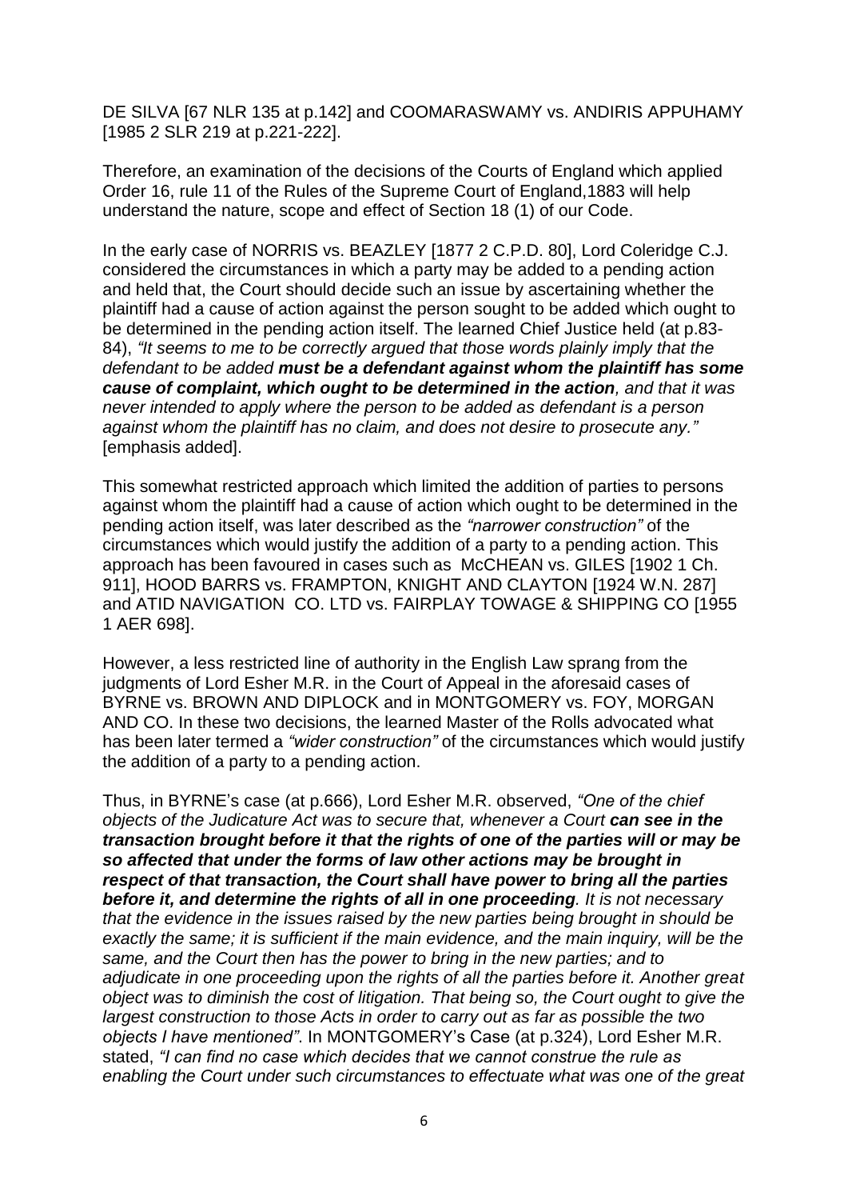DE SILVA [67 NLR 135 at p.142] and COOMARASWAMY vs. ANDIRIS APPUHAMY [1985 2 SLR 219 at p.221-222].

Therefore, an examination of the decisions of the Courts of England which applied Order 16, rule 11 of the Rules of the Supreme Court of England,1883 will help understand the nature, scope and effect of Section 18 (1) of our Code.

In the early case of NORRIS vs. BEAZLEY [1877 2 C.P.D. 80], Lord Coleridge C.J. considered the circumstances in which a party may be added to a pending action and held that, the Court should decide such an issue by ascertaining whether the plaintiff had a cause of action against the person sought to be added which ought to be determined in the pending action itself. The learned Chief Justice held (at p.83-84), *"It seems to me to be correctly argued that those words plainly imply that the defendant to be added **must be a defendant against whom the plaintiff has some cause of complaint, which ought to be determined in the action**, and that it was never intended to apply where the person to be added as defendant is a person against whom the plaintiff has no claim, and does not desire to prosecute any."* [emphasis added].

This somewhat restricted approach which limited the addition of parties to persons against whom the plaintiff had a cause of action which ought to be determined in the pending action itself, was later described as the *"narrower construction"* of the circumstances which would justify the addition of a party to a pending action. This approach has been favoured in cases such as McCHEAN vs. GILES [1902 1 Ch. 911], HOOD BARRS vs. FRAMPTON, KNIGHT AND CLAYTON [1924 W.N. 287] and ATID NAVIGATION CO. LTD vs. FAIRPLAY TOWAGE & SHIPPING CO [1955 1 AER 698].

However, a less restricted line of authority in the English Law sprang from the judgments of Lord Esher M.R. in the Court of Appeal in the aforesaid cases of BYRNE vs. BROWN AND DIPLOCK and in MONTGOMERY vs. FOY, MORGAN AND CO. In these two decisions, the learned Master of the Rolls advocated what has been later termed a *"wider construction"* of the circumstances which would justify the addition of a party to a pending action.

Thus, in BYRNE's case (at p.666), Lord Esher M.R. observed, *"One of the chief objects of the Judicature Act was to secure that, whenever a Court **can see in the transaction brought before it that the rights of one of the parties will or may be so affected that under the forms of law other actions may be brought in respect of that transaction, the Court shall have power to bring all the parties before it, and determine the rights of all in one proceeding**. It is not necessary that the evidence in the issues raised by the new parties being brought in should be exactly the same; it is sufficient if the main evidence, and the main inquiry, will be the same, and the Court then has the power to bring in the new parties; and to adjudicate in one proceeding upon the rights of all the parties before it. Another great object was to diminish the cost of litigation. That being so, the Court ought to give the largest construction to those Acts in order to carry out as far as possible the two objects I have mentioned"*. In MONTGOMERY's Case (at p.324), Lord Esher M.R. stated, *"I can find no case which decides that we cannot construe the rule as enabling the Court under such circumstances to effectuate what was one of the great*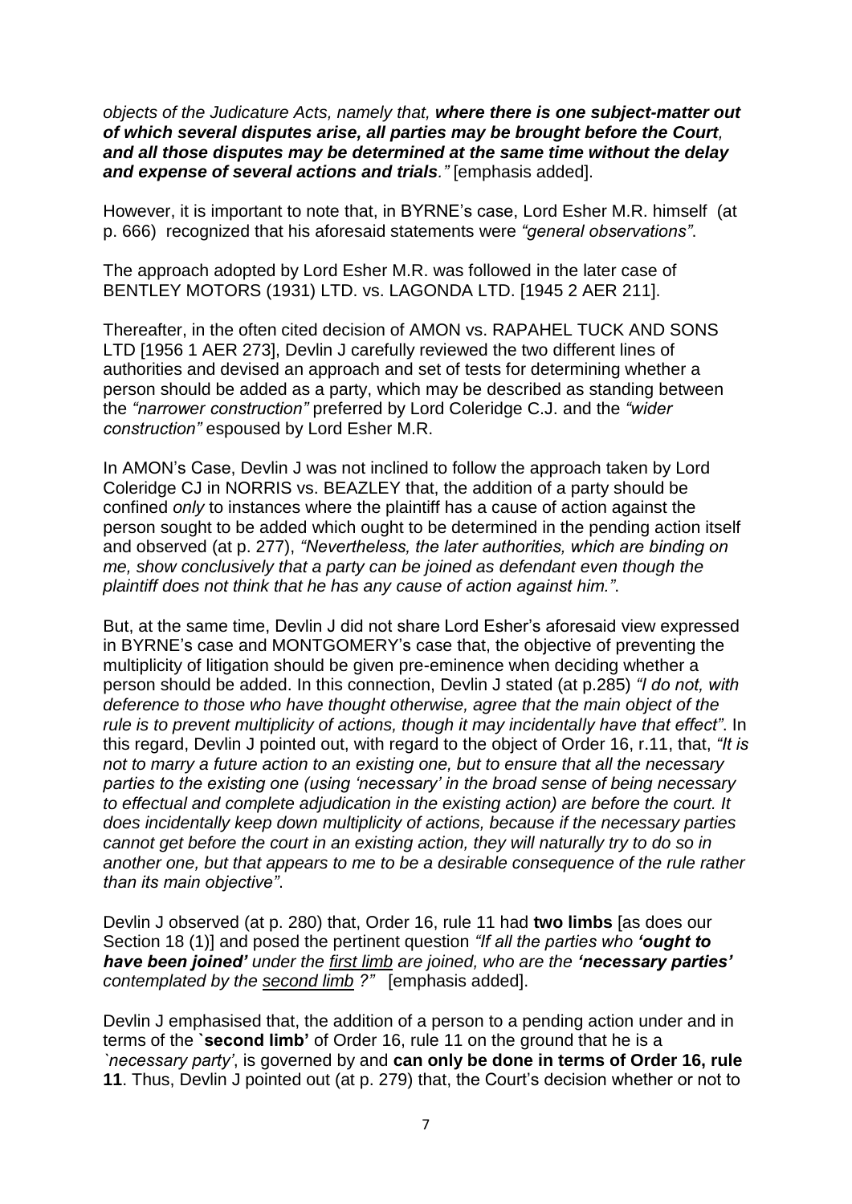*objects of the Judicature Acts, namely that,* ***where there is one subject-matter out of which several disputes arise, all parties may be brought before the Court, and all those disputes may be determined at the same time without the delay and expense of several actions and trials****."* [emphasis added].

However, it is important to note that, in BYRNE's case, Lord Esher M.R. himself (at p. 666) recognized that his aforesaid statements were *"general observations"*.

The approach adopted by Lord Esher M.R. was followed in the later case of BENTLEY MOTORS (1931) LTD. vs. LAGONDA LTD. [1945 2 AER 211].

Thereafter, in the often cited decision of AMON vs. RAPAHEL TUCK AND SONS LTD [1956 1 AER 273], Devlin J carefully reviewed the two different lines of authorities and devised an approach and set of tests for determining whether a person should be added as a party, which may be described as standing between the *"narrower construction"* preferred by Lord Coleridge C.J. and the *"wider construction"* espoused by Lord Esher M.R.

In AMON's Case, Devlin J was not inclined to follow the approach taken by Lord Coleridge CJ in NORRIS vs. BEAZLEY that, the addition of a party should be confined *only* to instances where the plaintiff has a cause of action against the person sought to be added which ought to be determined in the pending action itself and observed (at p. 277), *"Nevertheless, the later authorities, which are binding on me, show conclusively that a party can be joined as defendant even though the plaintiff does not think that he has any cause of action against him."*.

But, at the same time, Devlin J did not share Lord Esher's aforesaid view expressed in BYRNE's case and MONTGOMERY's case that, the objective of preventing the multiplicity of litigation should be given pre-eminence when deciding whether a person should be added. In this connection, Devlin J stated (at p.285) *"I do not, with deference to those who have thought otherwise, agree that the main object of the rule is to prevent multiplicity of actions, though it may incidentally have that effect"*. In this regard, Devlin J pointed out, with regard to the object of Order 16, r.11, that, *"It is not to marry a future action to an existing one, but to ensure that all the necessary parties to the existing one (using 'necessary' in the broad sense of being necessary to effectual and complete adjudication in the existing action) are before the court. It does incidentally keep down multiplicity of actions, because if the necessary parties cannot get before the court in an existing action, they will naturally try to do so in another one, but that appears to me to be a desirable consequence of the rule rather than its main objective"*.

Devlin J observed (at p. 280) that, Order 16, rule 11 had **two limbs** [as does our Section 18 (1)] and posed the pertinent question *"If all the parties who* ***'ought to have been joined'*** *under the* *<u>first limb</u>* *are joined, who are the* ***'necessary parties'*** *contemplated by the* *<u>second limb</u> ?"* [emphasis added].

Devlin J emphasised that, the addition of a person to a pending action under and in terms of the **`second limb'** of Order 16, rule 11 on the ground that he is a *`necessary party'*, is governed by and **can only be done in terms of Order 16, rule 11**. Thus, Devlin J pointed out (at p. 279) that, the Court's decision whether or not to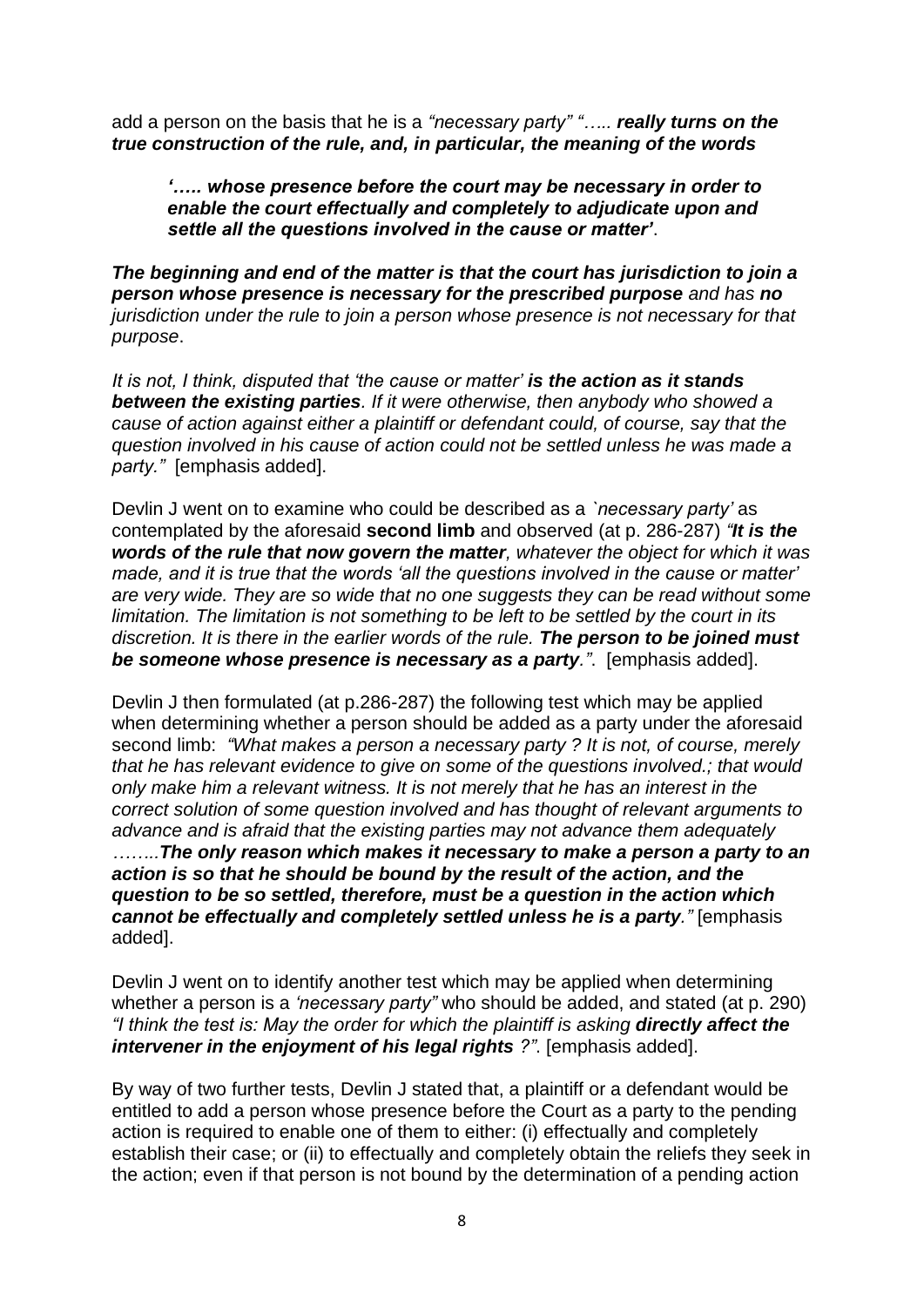add a person on the basis that he is a *"necessary party"* *"….. **really turns on the true construction of the rule, and, in particular, the meaning of the words***

> ***'….. whose presence before the court may be necessary in order to enable the court effectually and completely to adjudicate upon and settle all the questions involved in the cause or matter'***.

***The beginning and end of the matter is that the court has jurisdiction to join a person whose presence is necessary for the prescribed purpose** and has **no** jurisdiction under the rule to join a person whose presence is not necessary for that purpose*.

*It is not, I think, disputed that 'the cause or matter' **is the action as it stands between the existing parties**. If it were otherwise, then anybody who showed a cause of action against either a plaintiff or defendant could, of course, say that the question involved in his cause of action could not be settled unless he was made a party."* [emphasis added].

Devlin J went on to examine who could be described as a *`necessary party'* as contemplated by the aforesaid **second limb** and observed (at p. 286-287) *"**It is the words of the rule that now govern the matter**, whatever the object for which it was made, and it is true that the words 'all the questions involved in the cause or matter' are very wide. They are so wide that no one suggests they can be read without some limitation. The limitation is not something to be left to be settled by the court in its discretion. It is there in the earlier words of the rule. **The person to be joined must be someone whose presence is necessary as a party**."*. [emphasis added].

Devlin J then formulated (at p.286-287) the following test which may be applied when determining whether a person should be added as a party under the aforesaid second limb: *"What makes a person a necessary party ? It is not, of course, merely that he has relevant evidence to give on some of the questions involved.; that would only make him a relevant witness. It is not merely that he has an interest in the correct solution of some question involved and has thought of relevant arguments to advance and is afraid that the existing parties may not advance them adequately ……..**The only reason which makes it necessary to make a person a party to an action is so that he should be bound by the result of the action, and the question to be so settled, therefore, must be a question in the action which cannot be effectually and completely settled unless he is a party**."* [emphasis added].

Devlin J went on to identify another test which may be applied when determining whether a person is a *'necessary party"* who should be added, and stated (at p. 290) *"I think the test is: May the order for which the plaintiff is asking **directly affect the intervener in the enjoyment of his legal rights** ?"*. [emphasis added].

By way of two further tests, Devlin J stated that, a plaintiff or a defendant would be entitled to add a person whose presence before the Court as a party to the pending action is required to enable one of them to either: (i) effectually and completely establish their case; or (ii) to effectually and completely obtain the reliefs they seek in the action; even if that person is not bound by the determination of a pending action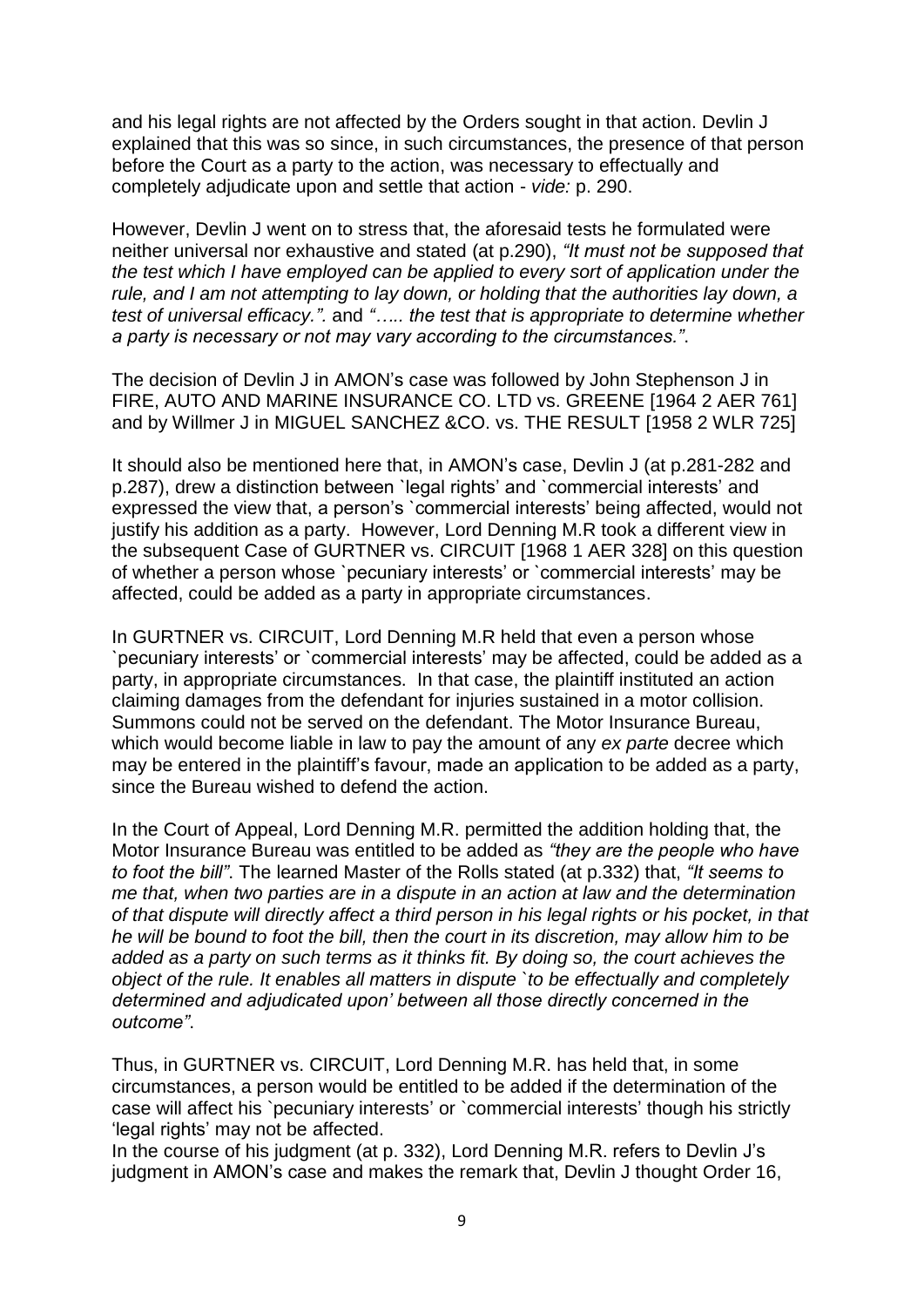and his legal rights are not affected by the Orders sought in that action. Devlin J explained that this was so since, in such circumstances, the presence of that person before the Court as a party to the action, was necessary to effectually and completely adjudicate upon and settle that action - *vide:* p. 290.

However, Devlin J went on to stress that, the aforesaid tests he formulated were neither universal nor exhaustive and stated (at p.290), *"It must not be supposed that the test which I have employed can be applied to every sort of application under the rule, and I am not attempting to lay down, or holding that the authorities lay down, a test of universal efficacy."*. and *"….. the test that is appropriate to determine whether a party is necessary or not may vary according to the circumstances."*.

The decision of Devlin J in AMON's case was followed by John Stephenson J in FIRE, AUTO AND MARINE INSURANCE CO. LTD vs. GREENE [1964 2 AER 761] and by Willmer J in MIGUEL SANCHEZ &CO. vs. THE RESULT [1958 2 WLR 725]

It should also be mentioned here that, in AMON's case, Devlin J (at p.281-282 and p.287), drew a distinction between `legal rights' and `commercial interests' and expressed the view that, a person's `commercial interests' being affected, would not justify his addition as a party. However, Lord Denning M.R took a different view in the subsequent Case of GURTNER vs. CIRCUIT [1968 1 AER 328] on this question of whether a person whose `pecuniary interests' or `commercial interests' may be affected, could be added as a party in appropriate circumstances.

In GURTNER vs. CIRCUIT, Lord Denning M.R held that even a person whose `pecuniary interests' or `commercial interests' may be affected, could be added as a party, in appropriate circumstances. In that case, the plaintiff instituted an action claiming damages from the defendant for injuries sustained in a motor collision. Summons could not be served on the defendant. The Motor Insurance Bureau, which would become liable in law to pay the amount of any *ex parte* decree which may be entered in the plaintiff's favour, made an application to be added as a party, since the Bureau wished to defend the action.

In the Court of Appeal, Lord Denning M.R. permitted the addition holding that, the Motor Insurance Bureau was entitled to be added as *"they are the people who have to foot the bill"*. The learned Master of the Rolls stated (at p.332) that, *"It seems to me that, when two parties are in a dispute in an action at law and the determination of that dispute will directly affect a third person in his legal rights or his pocket, in that he will be bound to foot the bill, then the court in its discretion, may allow him to be added as a party on such terms as it thinks fit. By doing so, the court achieves the object of the rule. It enables all matters in dispute `to be effectually and completely determined and adjudicated upon' between all those directly concerned in the outcome"*.

Thus, in GURTNER vs. CIRCUIT, Lord Denning M.R. has held that, in some circumstances, a person would be entitled to be added if the determination of the case will affect his `pecuniary interests' or `commercial interests' though his strictly 'legal rights' may not be affected.
In the course of his judgment (at p. 332), Lord Denning M.R. refers to Devlin J's judgment in AMON's case and makes the remark that, Devlin J thought Order 16,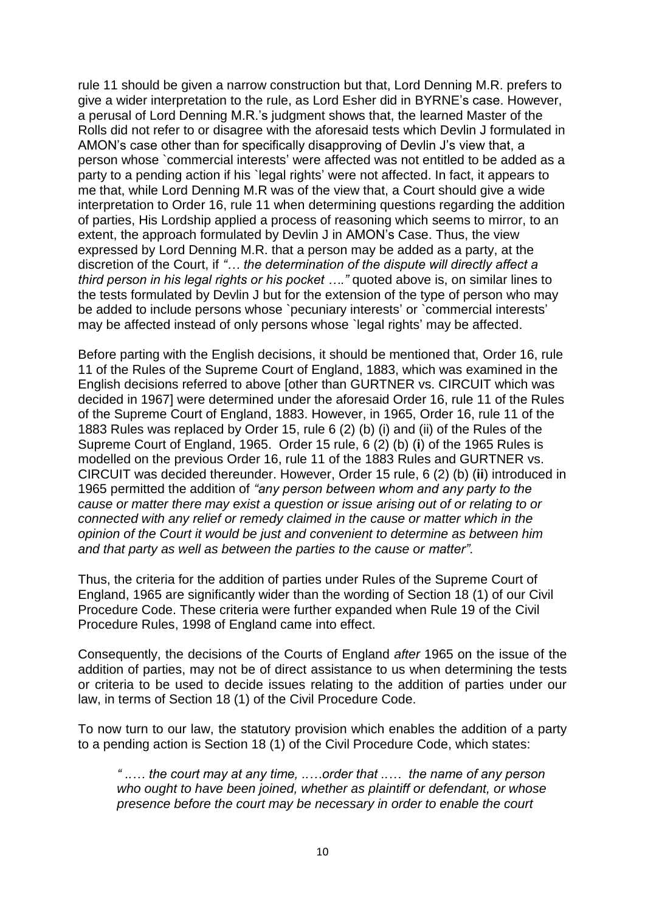rule 11 should be given a narrow construction but that, Lord Denning M.R. prefers to give a wider interpretation to the rule, as Lord Esher did in BYRNE's case. However, a perusal of Lord Denning M.R.'s judgment shows that, the learned Master of the Rolls did not refer to or disagree with the aforesaid tests which Devlin J formulated in AMON's case other than for specifically disapproving of Devlin J's view that, a person whose `commercial interests' were affected was not entitled to be added as a party to a pending action if his `legal rights' were not affected. In fact, it appears to me that, while Lord Denning M.R was of the view that, a Court should give a wide interpretation to Order 16, rule 11 when determining questions regarding the addition of parties, His Lordship applied a process of reasoning which seems to mirror, to an extent, the approach formulated by Devlin J in AMON's Case. Thus, the view expressed by Lord Denning M.R. that a person may be added as a party, at the discretion of the Court, if *"… the determination of the dispute will directly affect a third person in his legal rights or his pocket …."* quoted above is, on similar lines to the tests formulated by Devlin J but for the extension of the type of person who may be added to include persons whose `pecuniary interests' or `commercial interests' may be affected instead of only persons whose `legal rights' may be affected.

Before parting with the English decisions, it should be mentioned that, Order 16, rule 11 of the Rules of the Supreme Court of England, 1883, which was examined in the English decisions referred to above [other than GURTNER vs. CIRCUIT which was decided in 1967] were determined under the aforesaid Order 16, rule 11 of the Rules of the Supreme Court of England, 1883. However, in 1965, Order 16, rule 11 of the 1883 Rules was replaced by Order 15, rule 6 (2) (b) (i) and (ii) of the Rules of the Supreme Court of England, 1965. Order 15 rule, 6 (2) (b) (**i**) of the 1965 Rules is modelled on the previous Order 16, rule 11 of the 1883 Rules and GURTNER vs. CIRCUIT was decided thereunder. However, Order 15 rule, 6 (2) (b) (**ii**) introduced in 1965 permitted the addition of *"any person between whom and any party to the cause or matter there may exist a question or issue arising out of or relating to or connected with any relief or remedy claimed in the cause or matter which in the opinion of the Court it would be just and convenient to determine as between him and that party as well as between the parties to the cause or matter"*.

Thus, the criteria for the addition of parties under Rules of the Supreme Court of England, 1965 are significantly wider than the wording of Section 18 (1) of our Civil Procedure Code. These criteria were further expanded when Rule 19 of the Civil Procedure Rules, 1998 of England came into effect.

Consequently, the decisions of the Courts of England *after* 1965 on the issue of the addition of parties, may not be of direct assistance to us when determining the tests or criteria to be used to decide issues relating to the addition of parties under our law, in terms of Section 18 (1) of the Civil Procedure Code.

To now turn to our law, the statutory provision which enables the addition of a party to a pending action is Section 18 (1) of the Civil Procedure Code, which states:

> *" .…. the court may at any time, .….order that .…. the name of any person who ought to have been joined, whether as plaintiff or defendant, or whose presence before the court may be necessary in order to enable the court*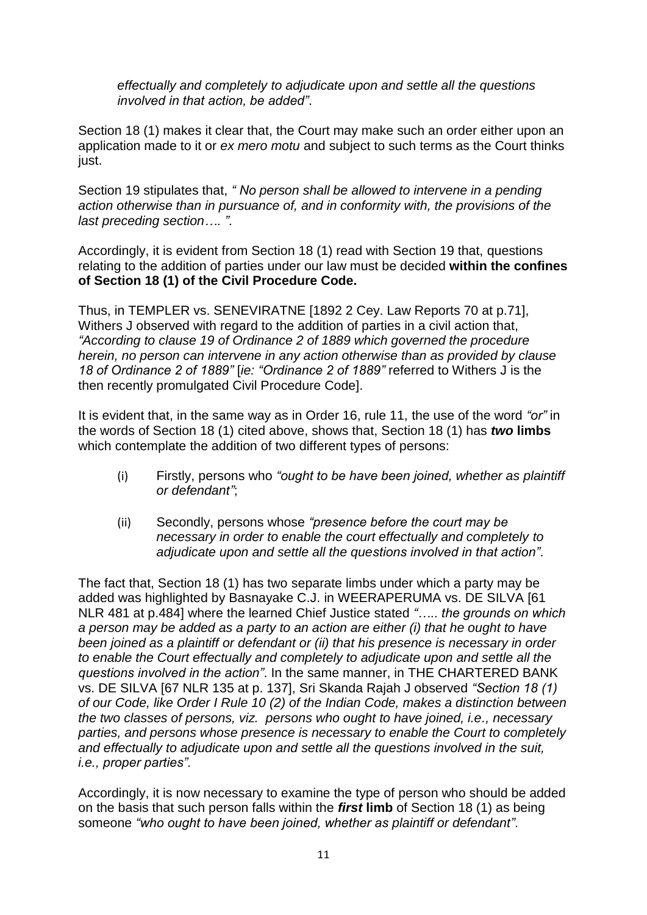*effectually and completely to adjudicate upon and settle all the questions involved in that action, be added"*.

Section 18 (1) makes it clear that, the Court may make such an order either upon an application made to it or *ex mero motu* and subject to such terms as the Court thinks just.

Section 19 stipulates that, *" No person shall be allowed to intervene in a pending action otherwise than in pursuance of, and in conformity with, the provisions of the last preceding section…. ".*

Accordingly, it is evident from Section 18 (1) read with Section 19 that, questions relating to the addition of parties under our law must be decided **within the confines of Section 18 (1) of the Civil Procedure Code.**

Thus, in TEMPLER vs. SENEVIRATNE [1892 2 Cey. Law Reports 70 at p.71], Withers J observed with regard to the addition of parties in a civil action that, *"According to clause 19 of Ordinance 2 of 1889 which governed the procedure herein, no person can intervene in any action otherwise than as provided by clause 18 of Ordinance 2 of 1889"* [*ie: "Ordinance 2 of 1889"* referred to Withers J is the then recently promulgated Civil Procedure Code].

It is evident that, in the same way as in Order 16, rule 11, the use of the word *"or"* in the words of Section 18 (1) cited above, shows that, Section 18 (1) has ***two* limbs** which contemplate the addition of two different types of persons:

(i) Firstly, persons who *"ought to be have been joined, whether as plaintiff or defendant"*;

(ii) Secondly, persons whose *"presence before the court may be necessary in order to enable the court effectually and completely to adjudicate upon and settle all the questions involved in that action"*.

The fact that, Section 18 (1) has two separate limbs under which a party may be added was highlighted by Basnayake C.J. in WEERAPERUMA vs. DE SILVA [61 NLR 481 at p.484] where the learned Chief Justice stated *"….. the grounds on which a person may be added as a party to an action are either (i) that he ought to have been joined as a plaintiff or defendant or (ii) that his presence is necessary in order to enable the Court effectually and completely to adjudicate upon and settle all the questions involved in the action"*. In the same manner, in THE CHARTERED BANK vs. DE SILVA [67 NLR 135 at p. 137], Sri Skanda Rajah J observed *"Section 18 (1) of our Code, like Order I Rule 10 (2) of the Indian Code, makes a distinction between the two classes of persons, viz. persons who ought to have joined, i.e., necessary parties, and persons whose presence is necessary to enable the Court to completely and effectually to adjudicate upon and settle all the questions involved in the suit, i.e., proper parties".*

Accordingly, it is now necessary to examine the type of person who should be added on the basis that such person falls within the ***first* limb** of Section 18 (1) as being someone *"who ought to have been joined, whether as plaintiff or defendant"*.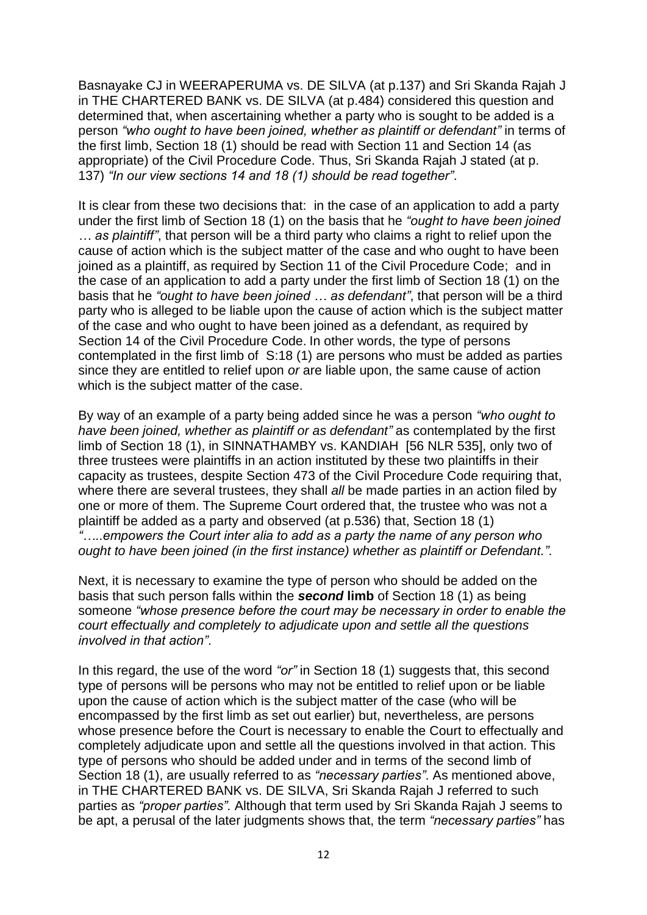Basnayake CJ in WEERAPERUMA vs. DE SILVA (at p.137) and Sri Skanda Rajah J in THE CHARTERED BANK vs. DE SILVA (at p.484) considered this question and determined that, when ascertaining whether a party who is sought to be added is a person *"who ought to have been joined, whether as plaintiff or defendant"* in terms of the first limb, Section 18 (1) should be read with Section 11 and Section 14 (as appropriate) of the Civil Procedure Code. Thus, Sri Skanda Rajah J stated (at p. 137) *"In our view sections 14 and 18 (1) should be read together"*.

It is clear from these two decisions that: in the case of an application to add a party under the first limb of Section 18 (1) on the basis that he *"ought to have been joined … as plaintiff"*, that person will be a third party who claims a right to relief upon the cause of action which is the subject matter of the case and who ought to have been joined as a plaintiff, as required by Section 11 of the Civil Procedure Code; and in the case of an application to add a party under the first limb of Section 18 (1) on the basis that he *"ought to have been joined … as defendant"*, that person will be a third party who is alleged to be liable upon the cause of action which is the subject matter of the case and who ought to have been joined as a defendant, as required by Section 14 of the Civil Procedure Code. In other words, the type of persons contemplated in the first limb of S:18 (1) are persons who must be added as parties since they are entitled to relief upon *or* are liable upon, the same cause of action which is the subject matter of the case.

By way of an example of a party being added since he was a person *"who ought to have been joined, whether as plaintiff or as defendant"* as contemplated by the first limb of Section 18 (1), in SINNATHAMBY vs. KANDIAH [56 NLR 535], only two of three trustees were plaintiffs in an action instituted by these two plaintiffs in their capacity as trustees, despite Section 473 of the Civil Procedure Code requiring that, where there are several trustees, they shall *all* be made parties in an action filed by one or more of them. The Supreme Court ordered that, the trustee who was not a plaintiff be added as a party and observed (at p.536) that, Section 18 (1) *"…..empowers the Court inter alia to add as a party the name of any person who ought to have been joined (in the first instance) whether as plaintiff or Defendant."*.

Next, it is necessary to examine the type of person who should be added on the basis that such person falls within the ***second*** **limb** of Section 18 (1) as being someone *"whose presence before the court may be necessary in order to enable the court effectually and completely to adjudicate upon and settle all the questions involved in that action"*.

In this regard, the use of the word *"or"* in Section 18 (1) suggests that, this second type of persons will be persons who may not be entitled to relief upon or be liable upon the cause of action which is the subject matter of the case (who will be encompassed by the first limb as set out earlier) but, nevertheless, are persons whose presence before the Court is necessary to enable the Court to effectually and completely adjudicate upon and settle all the questions involved in that action. This type of persons who should be added under and in terms of the second limb of Section 18 (1), are usually referred to as *"necessary parties"*. As mentioned above, in THE CHARTERED BANK vs. DE SILVA, Sri Skanda Rajah J referred to such parties as *"proper parties"*. Although that term used by Sri Skanda Rajah J seems to be apt, a perusal of the later judgments shows that, the term *"necessary parties"* has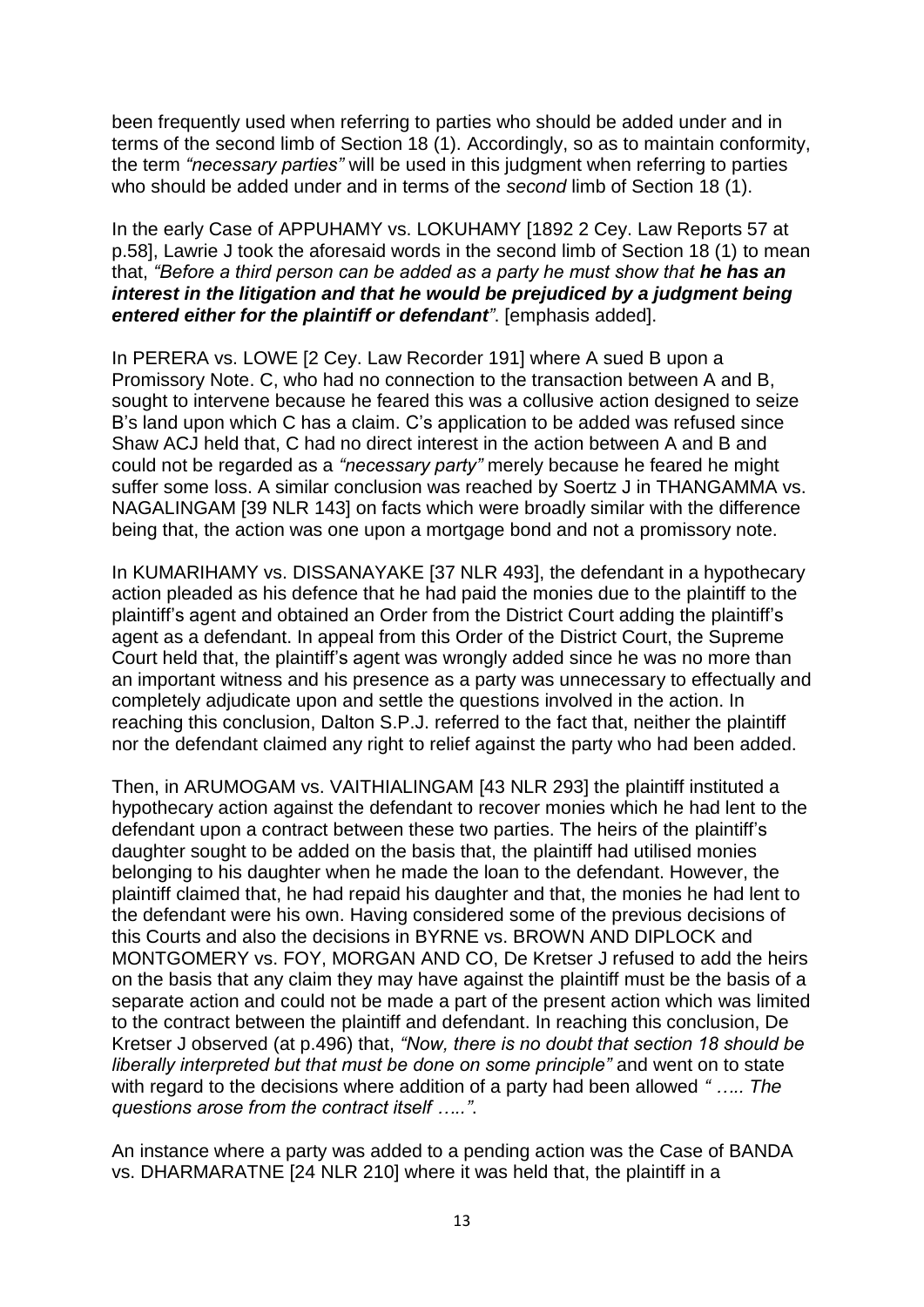been frequently used when referring to parties who should be added under and in terms of the second limb of Section 18 (1). Accordingly, so as to maintain conformity, the term *"necessary parties"* will be used in this judgment when referring to parties who should be added under and in terms of the *second* limb of Section 18 (1).

In the early Case of APPUHAMY vs. LOKUHAMY [1892 2 Cey. Law Reports 57 at p.58], Lawrie J took the aforesaid words in the second limb of Section 18 (1) to mean that, *"Before a third person can be added as a party he must show that **he has an interest in the litigation and that he would be prejudiced by a judgment being entered either for the plaintiff or defendant**"*. [emphasis added].

In PERERA vs. LOWE [2 Cey. Law Recorder 191] where A sued B upon a Promissory Note. C, who had no connection to the transaction between A and B, sought to intervene because he feared this was a collusive action designed to seize B's land upon which C has a claim. C's application to be added was refused since Shaw ACJ held that, C had no direct interest in the action between A and B and could not be regarded as a *"necessary party"* merely because he feared he might suffer some loss. A similar conclusion was reached by Soertz J in THANGAMMA vs. NAGALINGAM [39 NLR 143] on facts which were broadly similar with the difference being that, the action was one upon a mortgage bond and not a promissory note.

In KUMARIHAMY vs. DISSANAYAKE [37 NLR 493], the defendant in a hypothecary action pleaded as his defence that he had paid the monies due to the plaintiff to the plaintiff's agent and obtained an Order from the District Court adding the plaintiff's agent as a defendant. In appeal from this Order of the District Court, the Supreme Court held that, the plaintiff's agent was wrongly added since he was no more than an important witness and his presence as a party was unnecessary to effectually and completely adjudicate upon and settle the questions involved in the action. In reaching this conclusion, Dalton S.P.J. referred to the fact that, neither the plaintiff nor the defendant claimed any right to relief against the party who had been added.

Then, in ARUMOGAM vs. VAITHIALINGAM [43 NLR 293] the plaintiff instituted a hypothecary action against the defendant to recover monies which he had lent to the defendant upon a contract between these two parties. The heirs of the plaintiff's daughter sought to be added on the basis that, the plaintiff had utilised monies belonging to his daughter when he made the loan to the defendant. However, the plaintiff claimed that, he had repaid his daughter and that, the monies he had lent to the defendant were his own. Having considered some of the previous decisions of this Courts and also the decisions in BYRNE vs. BROWN AND DIPLOCK and MONTGOMERY vs. FOY, MORGAN AND CO, De Kretser J refused to add the heirs on the basis that any claim they may have against the plaintiff must be the basis of a separate action and could not be made a part of the present action which was limited to the contract between the plaintiff and defendant. In reaching this conclusion, De Kretser J observed (at p.496) that, *"Now, there is no doubt that section 18 should be liberally interpreted but that must be done on some principle"* and went on to state with regard to the decisions where addition of a party had been allowed *" ….. The questions arose from the contract itself …..".*

An instance where a party was added to a pending action was the Case of BANDA vs. DHARMARATNE [24 NLR 210] where it was held that, the plaintiff in a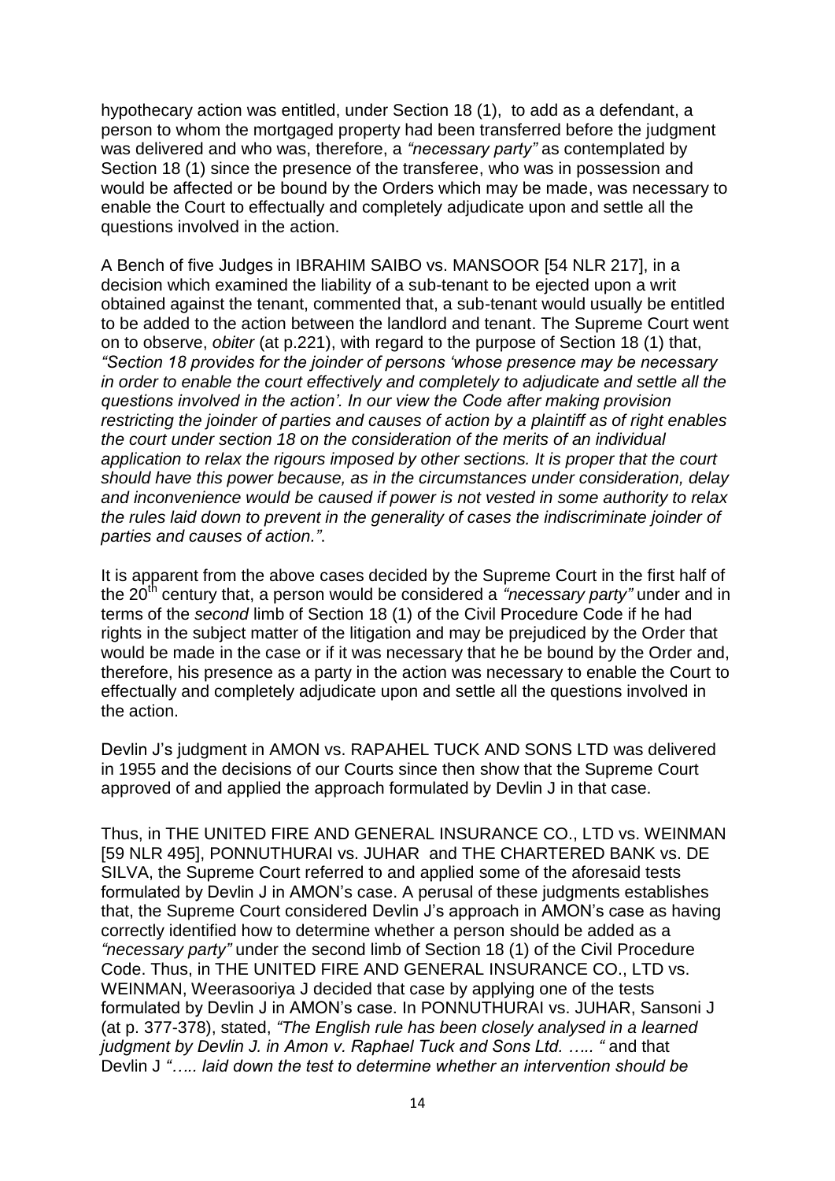hypothecary action was entitled, under Section 18 (1), to add as a defendant, a person to whom the mortgaged property had been transferred before the judgment was delivered and who was, therefore, a *"necessary party"* as contemplated by Section 18 (1) since the presence of the transferee, who was in possession and would be affected or be bound by the Orders which may be made, was necessary to enable the Court to effectually and completely adjudicate upon and settle all the questions involved in the action.

A Bench of five Judges in IBRAHIM SAIBO vs. MANSOOR [54 NLR 217], in a decision which examined the liability of a sub-tenant to be ejected upon a writ obtained against the tenant, commented that, a sub-tenant would usually be entitled to be added to the action between the landlord and tenant. The Supreme Court went on to observe, *obiter* (at p.221), with regard to the purpose of Section 18 (1) that, *"Section 18 provides for the joinder of persons 'whose presence may be necessary in order to enable the court effectively and completely to adjudicate and settle all the questions involved in the action'. In our view the Code after making provision restricting the joinder of parties and causes of action by a plaintiff as of right enables the court under section 18 on the consideration of the merits of an individual application to relax the rigours imposed by other sections. It is proper that the court should have this power because, as in the circumstances under consideration, delay and inconvenience would be caused if power is not vested in some authority to relax the rules laid down to prevent in the generality of cases the indiscriminate joinder of parties and causes of action."*.

It is apparent from the above cases decided by the Supreme Court in the first half of the 20th century that, a person would be considered a *"necessary party"* under and in terms of the *second* limb of Section 18 (1) of the Civil Procedure Code if he had rights in the subject matter of the litigation and may be prejudiced by the Order that would be made in the case or if it was necessary that he be bound by the Order and, therefore, his presence as a party in the action was necessary to enable the Court to effectually and completely adjudicate upon and settle all the questions involved in the action.

Devlin J's judgment in AMON vs. RAPAHEL TUCK AND SONS LTD was delivered in 1955 and the decisions of our Courts since then show that the Supreme Court approved of and applied the approach formulated by Devlin J in that case.

Thus, in THE UNITED FIRE AND GENERAL INSURANCE CO., LTD vs. WEINMAN [59 NLR 495], PONNUTHURAI vs. JUHAR and THE CHARTERED BANK vs. DE SILVA, the Supreme Court referred to and applied some of the aforesaid tests formulated by Devlin J in AMON's case. A perusal of these judgments establishes that, the Supreme Court considered Devlin J's approach in AMON's case as having correctly identified how to determine whether a person should be added as a *"necessary party"* under the second limb of Section 18 (1) of the Civil Procedure Code. Thus, in THE UNITED FIRE AND GENERAL INSURANCE CO., LTD vs. WEINMAN, Weerasooriya J decided that case by applying one of the tests formulated by Devlin J in AMON's case. In PONNUTHURAI vs. JUHAR, Sansoni J (at p. 377-378), stated, *"The English rule has been closely analysed in a learned judgment by Devlin J. in Amon v. Raphael Tuck and Sons Ltd. ….. "* and that Devlin J *"….. laid down the test to determine whether an intervention should be*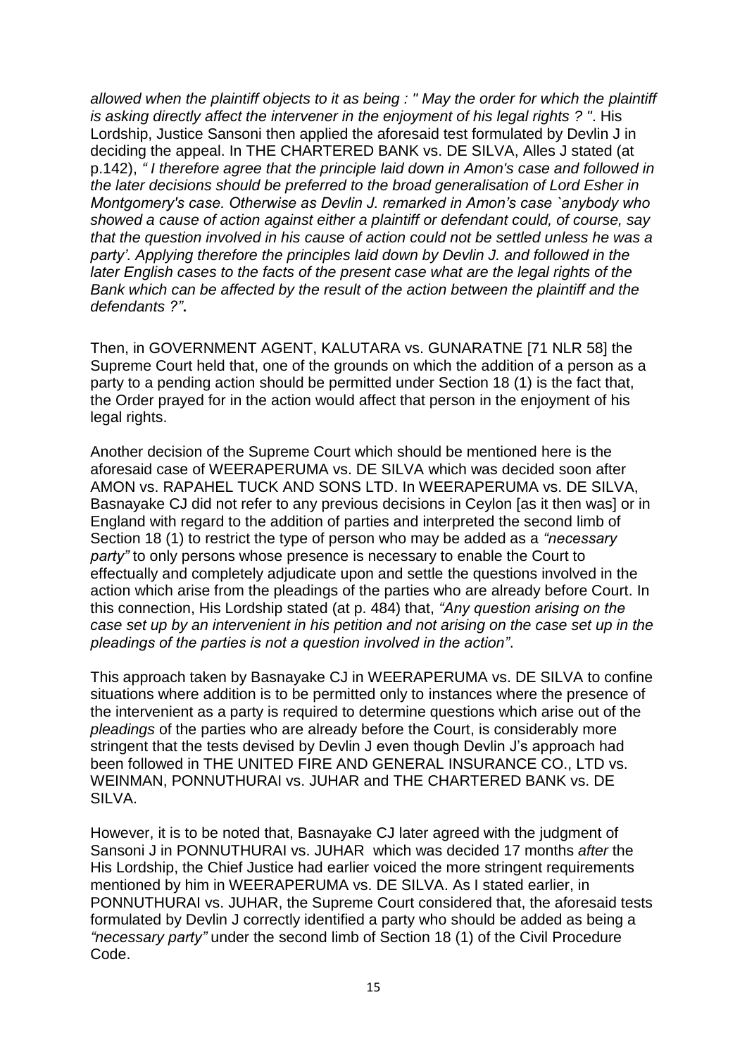*allowed when the plaintiff objects to it as being : " May the order for which the plaintiff is asking directly affect the intervener in the enjoyment of his legal rights ? "*. His Lordship, Justice Sansoni then applied the aforesaid test formulated by Devlin J in deciding the appeal. In THE CHARTERED BANK vs. DE SILVA, Alles J stated (at p.142), *" I therefore agree that the principle laid down in Amon's case and followed in the later decisions should be preferred to the broad generalisation of Lord Esher in Montgomery's case. Otherwise as Devlin J. remarked in Amon's case `anybody who showed a cause of action against either a plaintiff or defendant could, of course, say that the question involved in his cause of action could not be settled unless he was a party'. Applying therefore the principles laid down by Devlin J. and followed in the later English cases to the facts of the present case what are the legal rights of the Bank which can be affected by the result of the action between the plaintiff and the defendants ?"*.

Then, in GOVERNMENT AGENT, KALUTARA vs. GUNARATNE [71 NLR 58] the Supreme Court held that, one of the grounds on which the addition of a person as a party to a pending action should be permitted under Section 18 (1) is the fact that, the Order prayed for in the action would affect that person in the enjoyment of his legal rights.

Another decision of the Supreme Court which should be mentioned here is the aforesaid case of WEERAPERUMA vs. DE SILVA which was decided soon after AMON vs. RAPAHEL TUCK AND SONS LTD. In WEERAPERUMA vs. DE SILVA, Basnayake CJ did not refer to any previous decisions in Ceylon [as it then was] or in England with regard to the addition of parties and interpreted the second limb of Section 18 (1) to restrict the type of person who may be added as a *"necessary party"* to only persons whose presence is necessary to enable the Court to effectually and completely adjudicate upon and settle the questions involved in the action which arise from the pleadings of the parties who are already before Court. In this connection, His Lordship stated (at p. 484) that, *"Any question arising on the case set up by an intervenient in his petition and not arising on the case set up in the pleadings of the parties is not a question involved in the action"*.

This approach taken by Basnayake CJ in WEERAPERUMA vs. DE SILVA to confine situations where addition is to be permitted only to instances where the presence of the intervenient as a party is required to determine questions which arise out of the *pleadings* of the parties who are already before the Court, is considerably more stringent that the tests devised by Devlin J even though Devlin J's approach had been followed in THE UNITED FIRE AND GENERAL INSURANCE CO., LTD vs. WEINMAN, PONNUTHURAI vs. JUHAR and THE CHARTERED BANK vs. DE SILVA.

However, it is to be noted that, Basnayake CJ later agreed with the judgment of Sansoni J in PONNUTHURAI vs. JUHAR which was decided 17 months *after* the His Lordship, the Chief Justice had earlier voiced the more stringent requirements mentioned by him in WEERAPERUMA vs. DE SILVA. As I stated earlier, in PONNUTHURAI vs. JUHAR, the Supreme Court considered that, the aforesaid tests formulated by Devlin J correctly identified a party who should be added as being a *"necessary party"* under the second limb of Section 18 (1) of the Civil Procedure Code.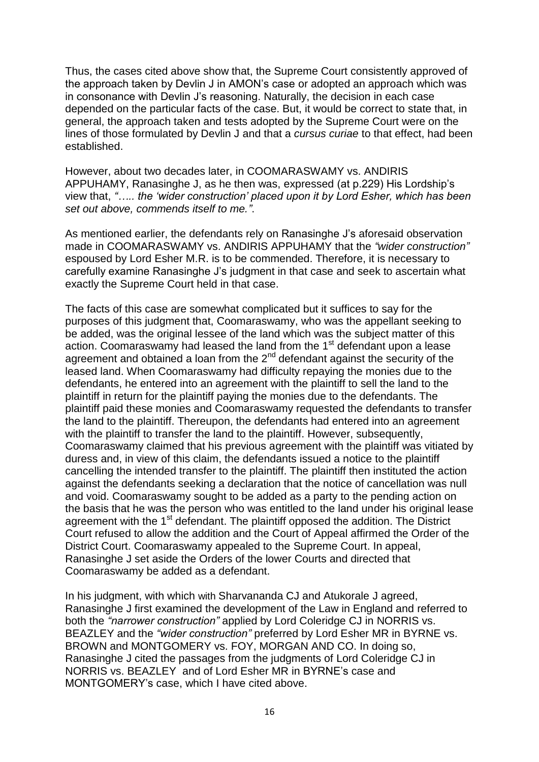Thus, the cases cited above show that, the Supreme Court consistently approved of the approach taken by Devlin J in AMON's case or adopted an approach which was in consonance with Devlin J's reasoning. Naturally, the decision in each case depended on the particular facts of the case. But, it would be correct to state that, in general, the approach taken and tests adopted by the Supreme Court were on the lines of those formulated by Devlin J and that a *cursus curiae* to that effect, had been established.

However, about two decades later, in COOMARASWAMY vs. ANDIRIS APPUHAMY, Ranasinghe J, as he then was, expressed (at p.229) His Lordship's view that, *"….. the 'wider construction' placed upon it by Lord Esher, which has been set out above, commends itself to me."*.

As mentioned earlier, the defendants rely on Ranasinghe J's aforesaid observation made in COOMARASWAMY vs. ANDIRIS APPUHAMY that the *"wider construction"* espoused by Lord Esher M.R. is to be commended. Therefore, it is necessary to carefully examine Ranasinghe J's judgment in that case and seek to ascertain what exactly the Supreme Court held in that case.

The facts of this case are somewhat complicated but it suffices to say for the purposes of this judgment that, Coomaraswamy, who was the appellant seeking to be added, was the original lessee of the land which was the subject matter of this action. Coomaraswamy had leased the land from the 1st defendant upon a lease agreement and obtained a loan from the 2nd defendant against the security of the leased land. When Coomaraswamy had difficulty repaying the monies due to the defendants, he entered into an agreement with the plaintiff to sell the land to the plaintiff in return for the plaintiff paying the monies due to the defendants. The plaintiff paid these monies and Coomaraswamy requested the defendants to transfer the land to the plaintiff. Thereupon, the defendants had entered into an agreement with the plaintiff to transfer the land to the plaintiff. However, subsequently, Coomaraswamy claimed that his previous agreement with the plaintiff was vitiated by duress and, in view of this claim, the defendants issued a notice to the plaintiff cancelling the intended transfer to the plaintiff. The plaintiff then instituted the action against the defendants seeking a declaration that the notice of cancellation was null and void. Coomaraswamy sought to be added as a party to the pending action on the basis that he was the person who was entitled to the land under his original lease agreement with the 1st defendant. The plaintiff opposed the addition. The District Court refused to allow the addition and the Court of Appeal affirmed the Order of the District Court. Coomaraswamy appealed to the Supreme Court. In appeal, Ranasinghe J set aside the Orders of the lower Courts and directed that Coomaraswamy be added as a defendant.

In his judgment, with which with Sharvananda CJ and Atukorale J agreed, Ranasinghe J first examined the development of the Law in England and referred to both the *"narrower construction"* applied by Lord Coleridge CJ in NORRIS vs. BEAZLEY and the *"wider construction"* preferred by Lord Esher MR in BYRNE vs. BROWN and MONTGOMERY vs. FOY, MORGAN AND CO. In doing so, Ranasinghe J cited the passages from the judgments of Lord Coleridge CJ in NORRIS vs. BEAZLEY and of Lord Esher MR in BYRNE's case and MONTGOMERY's case, which I have cited above.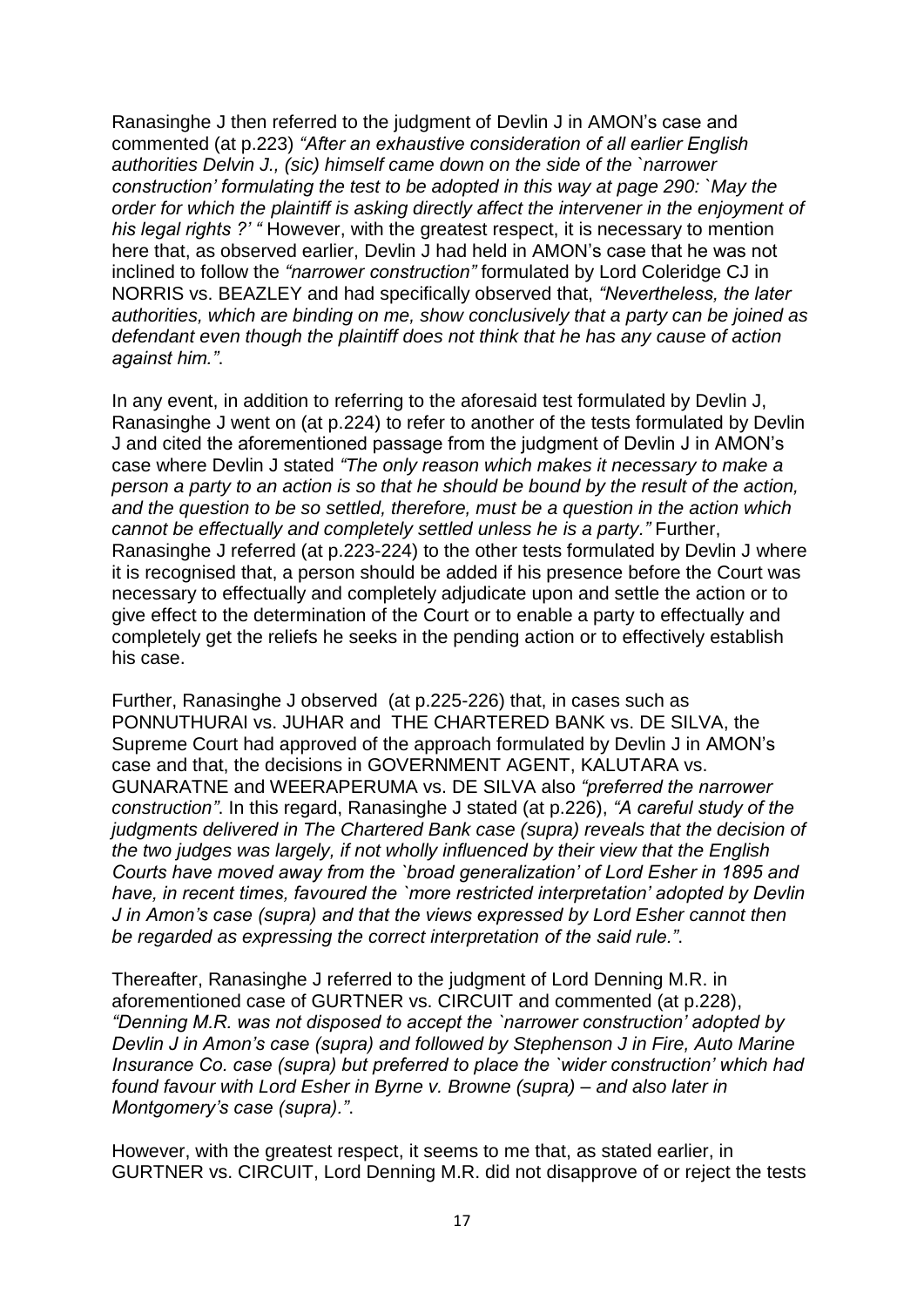Ranasinghe J then referred to the judgment of Devlin J in AMON's case and commented (at p.223) *"After an exhaustive consideration of all earlier English authorities Delvin J., (sic) himself came down on the side of the `narrower construction' formulating the test to be adopted in this way at page 290: `May the order for which the plaintiff is asking directly affect the intervener in the enjoyment of his legal rights ?' "* However, with the greatest respect, it is necessary to mention here that, as observed earlier, Devlin J had held in AMON's case that he was not inclined to follow the *"narrower construction"* formulated by Lord Coleridge CJ in NORRIS vs. BEAZLEY and had specifically observed that, *"Nevertheless, the later authorities, which are binding on me, show conclusively that a party can be joined as defendant even though the plaintiff does not think that he has any cause of action against him."*.

In any event, in addition to referring to the aforesaid test formulated by Devlin J, Ranasinghe J went on (at p.224) to refer to another of the tests formulated by Devlin J and cited the aforementioned passage from the judgment of Devlin J in AMON's case where Devlin J stated *"The only reason which makes it necessary to make a person a party to an action is so that he should be bound by the result of the action, and the question to be so settled, therefore, must be a question in the action which cannot be effectually and completely settled unless he is a party."* Further, Ranasinghe J referred (at p.223-224) to the other tests formulated by Devlin J where it is recognised that, a person should be added if his presence before the Court was necessary to effectually and completely adjudicate upon and settle the action or to give effect to the determination of the Court or to enable a party to effectually and completely get the reliefs he seeks in the pending action or to effectively establish his case.

Further, Ranasinghe J observed (at p.225-226) that, in cases such as PONNUTHURAI vs. JUHAR and THE CHARTERED BANK vs. DE SILVA, the Supreme Court had approved of the approach formulated by Devlin J in AMON's case and that, the decisions in GOVERNMENT AGENT, KALUTARA vs. GUNARATNE and WEERAPERUMA vs. DE SILVA also *"preferred the narrower construction"*. In this regard, Ranasinghe J stated (at p.226), *"A careful study of the judgments delivered in The Chartered Bank case (supra) reveals that the decision of the two judges was largely, if not wholly influenced by their view that the English Courts have moved away from the `broad generalization' of Lord Esher in 1895 and have, in recent times, favoured the `more restricted interpretation' adopted by Devlin J in Amon's case (supra) and that the views expressed by Lord Esher cannot then be regarded as expressing the correct interpretation of the said rule."*.

Thereafter, Ranasinghe J referred to the judgment of Lord Denning M.R. in aforementioned case of GURTNER vs. CIRCUIT and commented (at p.228), *"Denning M.R. was not disposed to accept the `narrower construction' adopted by Devlin J in Amon's case (supra) and followed by Stephenson J in Fire, Auto Marine Insurance Co. case (supra) but preferred to place the `wider construction' which had found favour with Lord Esher in Byrne v. Browne (supra) – and also later in Montgomery's case (supra)."*.

However, with the greatest respect, it seems to me that, as stated earlier, in GURTNER vs. CIRCUIT, Lord Denning M.R. did not disapprove of or reject the tests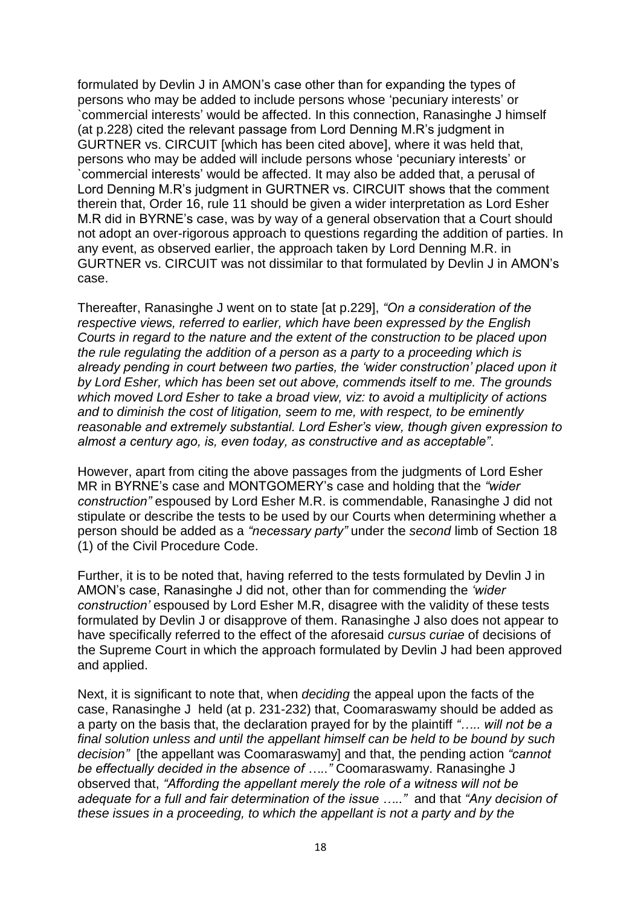formulated by Devlin J in AMON's case other than for expanding the types of persons who may be added to include persons whose 'pecuniary interests' or `commercial interests' would be affected. In this connection, Ranasinghe J himself (at p.228) cited the relevant passage from Lord Denning M.R's judgment in GURTNER vs. CIRCUIT [which has been cited above], where it was held that, persons who may be added will include persons whose 'pecuniary interests' or `commercial interests' would be affected. It may also be added that, a perusal of Lord Denning M.R's judgment in GURTNER vs. CIRCUIT shows that the comment therein that, Order 16, rule 11 should be given a wider interpretation as Lord Esher M.R did in BYRNE's case, was by way of a general observation that a Court should not adopt an over-rigorous approach to questions regarding the addition of parties. In any event, as observed earlier, the approach taken by Lord Denning M.R. in GURTNER vs. CIRCUIT was not dissimilar to that formulated by Devlin J in AMON's case.

Thereafter, Ranasinghe J went on to state [at p.229], *"On a consideration of the respective views, referred to earlier, which have been expressed by the English Courts in regard to the nature and the extent of the construction to be placed upon the rule regulating the addition of a person as a party to a proceeding which is already pending in court between two parties, the 'wider construction' placed upon it by Lord Esher, which has been set out above, commends itself to me. The grounds which moved Lord Esher to take a broad view, viz: to avoid a multiplicity of actions and to diminish the cost of litigation, seem to me, with respect, to be eminently reasonable and extremely substantial. Lord Esher's view, though given expression to almost a century ago, is, even today, as constructive and as acceptable"*.

However, apart from citing the above passages from the judgments of Lord Esher MR in BYRNE's case and MONTGOMERY's case and holding that the *"wider construction"* espoused by Lord Esher M.R. is commendable, Ranasinghe J did not stipulate or describe the tests to be used by our Courts when determining whether a person should be added as a *"necessary party"* under the *second* limb of Section 18 (1) of the Civil Procedure Code.

Further, it is to be noted that, having referred to the tests formulated by Devlin J in AMON's case, Ranasinghe J did not, other than for commending the *'wider construction'* espoused by Lord Esher M.R, disagree with the validity of these tests formulated by Devlin J or disapprove of them. Ranasinghe J also does not appear to have specifically referred to the effect of the aforesaid *cursus curiae* of decisions of the Supreme Court in which the approach formulated by Devlin J had been approved and applied.

Next, it is significant to note that, when *deciding* the appeal upon the facts of the case, Ranasinghe J held (at p. 231-232) that, Coomaraswamy should be added as a party on the basis that, the declaration prayed for by the plaintiff *"….. will not be a final solution unless and until the appellant himself can be held to be bound by such decision"* [the appellant was Coomaraswamy] and that, the pending action *"cannot be effectually decided in the absence of ….."* Coomaraswamy. Ranasinghe J observed that, *"Affording the appellant merely the role of a witness will not be adequate for a full and fair determination of the issue ….."* and that *"Any decision of these issues in a proceeding, to which the appellant is not a party and by the*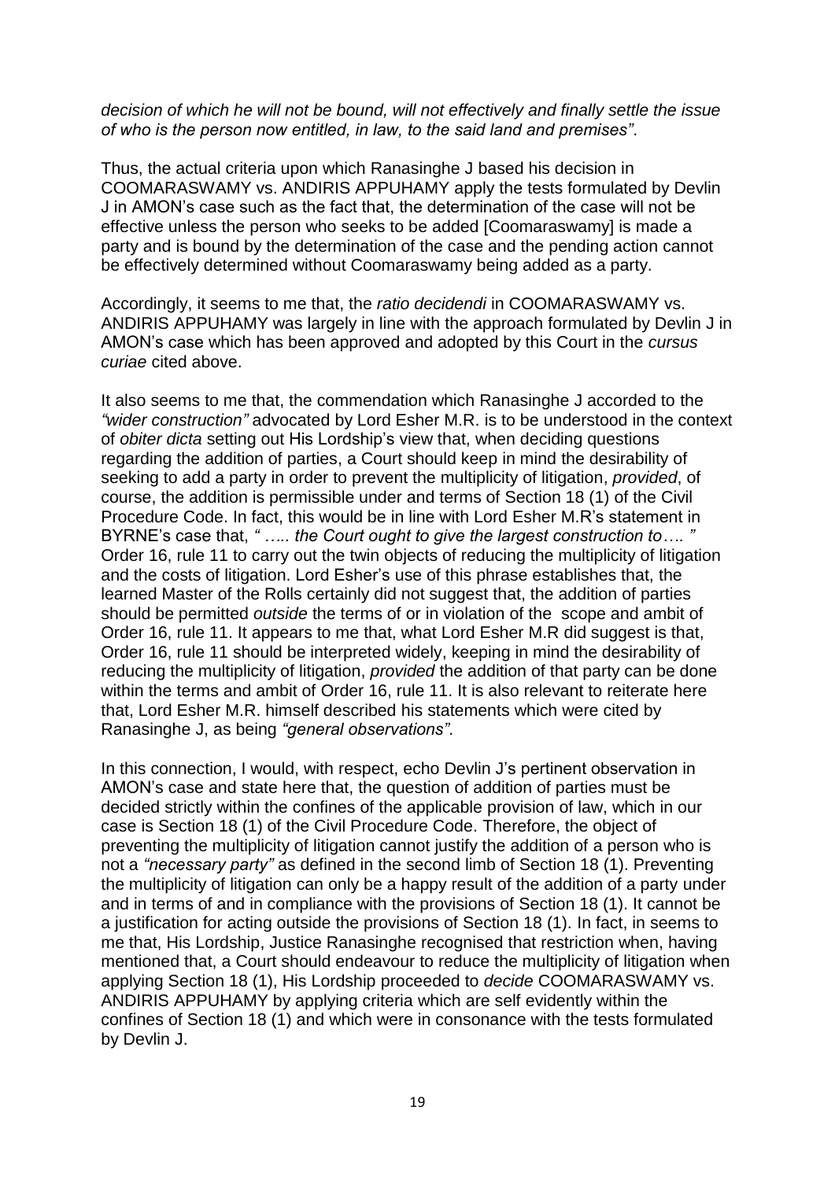*decision of which he will not be bound, will not effectively and finally settle the issue of who is the person now entitled, in law, to the said land and premises"*.

Thus, the actual criteria upon which Ranasinghe J based his decision in COOMARASWAMY vs. ANDIRIS APPUHAMY apply the tests formulated by Devlin J in AMON's case such as the fact that, the determination of the case will not be effective unless the person who seeks to be added [Coomaraswamy] is made a party and is bound by the determination of the case and the pending action cannot be effectively determined without Coomaraswamy being added as a party.

Accordingly, it seems to me that, the *ratio decidendi* in COOMARASWAMY vs. ANDIRIS APPUHAMY was largely in line with the approach formulated by Devlin J in AMON's case which has been approved and adopted by this Court in the *cursus curiae* cited above.

It also seems to me that, the commendation which Ranasinghe J accorded to the *"wider construction"* advocated by Lord Esher M.R. is to be understood in the context of *obiter dicta* setting out His Lordship's view that, when deciding questions regarding the addition of parties, a Court should keep in mind the desirability of seeking to add a party in order to prevent the multiplicity of litigation, *provided*, of course, the addition is permissible under and terms of Section 18 (1) of the Civil Procedure Code. In fact, this would be in line with Lord Esher M.R's statement in BYRNE's case that, *" ….. the Court ought to give the largest construction to…. "* Order 16, rule 11 to carry out the twin objects of reducing the multiplicity of litigation and the costs of litigation. Lord Esher's use of this phrase establishes that, the learned Master of the Rolls certainly did not suggest that, the addition of parties should be permitted *outside* the terms of or in violation of the scope and ambit of Order 16, rule 11. It appears to me that, what Lord Esher M.R did suggest is that, Order 16, rule 11 should be interpreted widely, keeping in mind the desirability of reducing the multiplicity of litigation, *provided* the addition of that party can be done within the terms and ambit of Order 16, rule 11. It is also relevant to reiterate here that, Lord Esher M.R. himself described his statements which were cited by Ranasinghe J, as being *"general observations"*.

In this connection, I would, with respect, echo Devlin J's pertinent observation in AMON's case and state here that, the question of addition of parties must be decided strictly within the confines of the applicable provision of law, which in our case is Section 18 (1) of the Civil Procedure Code. Therefore, the object of preventing the multiplicity of litigation cannot justify the addition of a person who is not a *"necessary party"* as defined in the second limb of Section 18 (1). Preventing the multiplicity of litigation can only be a happy result of the addition of a party under and in terms of and in compliance with the provisions of Section 18 (1). It cannot be a justification for acting outside the provisions of Section 18 (1). In fact, in seems to me that, His Lordship, Justice Ranasinghe recognised that restriction when, having mentioned that, a Court should endeavour to reduce the multiplicity of litigation when applying Section 18 (1), His Lordship proceeded to *decide* COOMARASWAMY vs. ANDIRIS APPUHAMY by applying criteria which are self evidently within the confines of Section 18 (1) and which were in consonance with the tests formulated by Devlin J.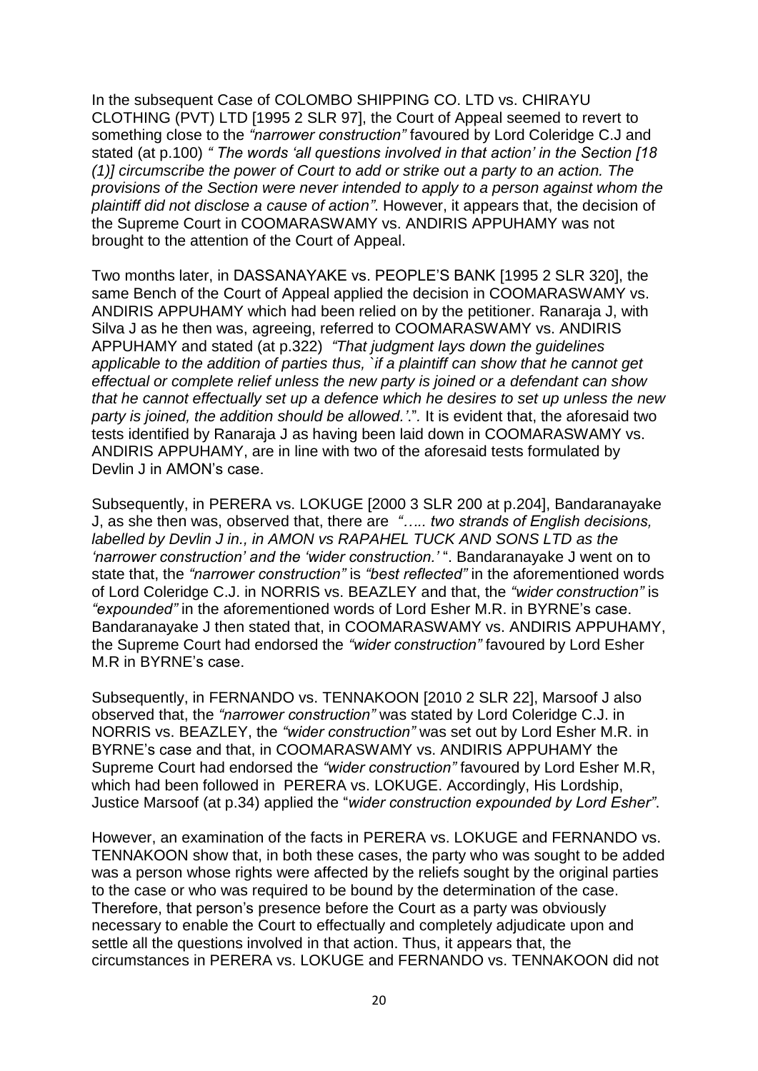In the subsequent Case of COLOMBO SHIPPING CO. LTD vs. CHIRAYU CLOTHING (PVT) LTD [1995 2 SLR 97], the Court of Appeal seemed to revert to something close to the *"narrower construction"* favoured by Lord Coleridge C.J and stated (at p.100) *" The words 'all questions involved in that action' in the Section [18 (1)] circumscribe the power of Court to add or strike out a party to an action. The provisions of the Section were never intended to apply to a person against whom the plaintiff did not disclose a cause of action"*. However, it appears that, the decision of the Supreme Court in COOMARASWAMY vs. ANDIRIS APPUHAMY was not brought to the attention of the Court of Appeal.

Two months later, in DASSANAYAKE vs. PEOPLE'S BANK [1995 2 SLR 320], the same Bench of the Court of Appeal applied the decision in COOMARASWAMY vs. ANDIRIS APPUHAMY which had been relied on by the petitioner. Ranaraja J, with Silva J as he then was, agreeing, referred to COOMARASWAMY vs. ANDIRIS APPUHAMY and stated (at p.322) *"That judgment lays down the guidelines applicable to the addition of parties thus, `if a plaintiff can show that he cannot get effectual or complete relief unless the new party is joined or a defendant can show that he cannot effectually set up a defence which he desires to set up unless the new party is joined, the addition should be allowed.'."*. It is evident that, the aforesaid two tests identified by Ranaraja J as having been laid down in COOMARASWAMY vs. ANDIRIS APPUHAMY, are in line with two of the aforesaid tests formulated by Devlin J in AMON's case.

Subsequently, in PERERA vs. LOKUGE [2000 3 SLR 200 at p.204], Bandaranayake J, as she then was, observed that, there are *"….. two strands of English decisions, labelled by Devlin J in., in AMON vs RAPAHEL TUCK AND SONS LTD as the 'narrower construction' and the 'wider construction.'* ". Bandaranayake J went on to state that, the *"narrower construction"* is *"best reflected"* in the aforementioned words of Lord Coleridge C.J. in NORRIS vs. BEAZLEY and that, the *"wider construction"* is *"expounded"* in the aforementioned words of Lord Esher M.R. in BYRNE's case. Bandaranayake J then stated that, in COOMARASWAMY vs. ANDIRIS APPUHAMY, the Supreme Court had endorsed the *"wider construction"* favoured by Lord Esher M.R in BYRNE's case.

Subsequently, in FERNANDO vs. TENNAKOON [2010 2 SLR 22], Marsoof J also observed that, the *"narrower construction"* was stated by Lord Coleridge C.J. in NORRIS vs. BEAZLEY, the *"wider construction"* was set out by Lord Esher M.R. in BYRNE's case and that, in COOMARASWAMY vs. ANDIRIS APPUHAMY the Supreme Court had endorsed the *"wider construction"* favoured by Lord Esher M.R, which had been followed in PERERA vs. LOKUGE. Accordingly, His Lordship, Justice Marsoof (at p.34) applied the "*wider construction expounded by Lord Esher"*.

However, an examination of the facts in PERERA vs. LOKUGE and FERNANDO vs. TENNAKOON show that, in both these cases, the party who was sought to be added was a person whose rights were affected by the reliefs sought by the original parties to the case or who was required to be bound by the determination of the case. Therefore, that person's presence before the Court as a party was obviously necessary to enable the Court to effectually and completely adjudicate upon and settle all the questions involved in that action. Thus, it appears that, the circumstances in PERERA vs. LOKUGE and FERNANDO vs. TENNAKOON did not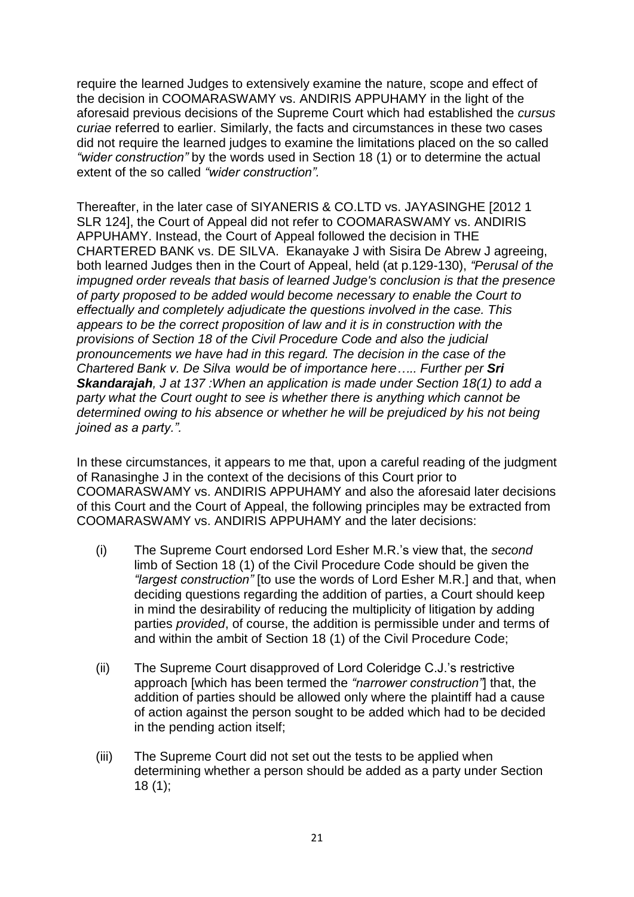require the learned Judges to extensively examine the nature, scope and effect of the decision in COOMARASWAMY vs. ANDIRIS APPUHAMY in the light of the aforesaid previous decisions of the Supreme Court which had established the *cursus curiae* referred to earlier. Similarly, the facts and circumstances in these two cases did not require the learned judges to examine the limitations placed on the so called *"wider construction"* by the words used in Section 18 (1) or to determine the actual extent of the so called *"wider construction".*

Thereafter, in the later case of SIYANERIS & CO.LTD vs. JAYASINGHE [2012 1 SLR 124], the Court of Appeal did not refer to COOMARASWAMY vs. ANDIRIS APPUHAMY. Instead, the Court of Appeal followed the decision in THE CHARTERED BANK vs. DE SILVA. Ekanayake J with Sisira De Abrew J agreeing, both learned Judges then in the Court of Appeal, held (at p.129-130), *"Perusal of the impugned order reveals that basis of learned Judge's conclusion is that the presence of party proposed to be added would become necessary to enable the Court to effectually and completely adjudicate the questions involved in the case. This appears to be the correct proposition of law and it is in construction with the provisions of Section 18 of the Civil Procedure Code and also the judicial pronouncements we have had in this regard. The decision in the case of the Chartered Bank v. De Silva would be of importance here….. Further per **Sri Skandarajah**, J at 137 :When an application is made under Section 18(1) to add a party what the Court ought to see is whether there is anything which cannot be determined owing to his absence or whether he will be prejudiced by his not being joined as a party.".*

In these circumstances, it appears to me that, upon a careful reading of the judgment of Ranasinghe J in the context of the decisions of this Court prior to COOMARASWAMY vs. ANDIRIS APPUHAMY and also the aforesaid later decisions of this Court and the Court of Appeal, the following principles may be extracted from COOMARASWAMY vs. ANDIRIS APPUHAMY and the later decisions:

(i) The Supreme Court endorsed Lord Esher M.R.'s view that, the *second* limb of Section 18 (1) of the Civil Procedure Code should be given the *"largest construction"* [to use the words of Lord Esher M.R.] and that, when deciding questions regarding the addition of parties, a Court should keep in mind the desirability of reducing the multiplicity of litigation by adding parties *provided*, of course, the addition is permissible under and terms of and within the ambit of Section 18 (1) of the Civil Procedure Code;

(ii) The Supreme Court disapproved of Lord Coleridge C.J.'s restrictive approach [which has been termed the *"narrower construction"*] that, the addition of parties should be allowed only where the plaintiff had a cause of action against the person sought to be added which had to be decided in the pending action itself;

(iii) The Supreme Court did not set out the tests to be applied when determining whether a person should be added as a party under Section 18 (1);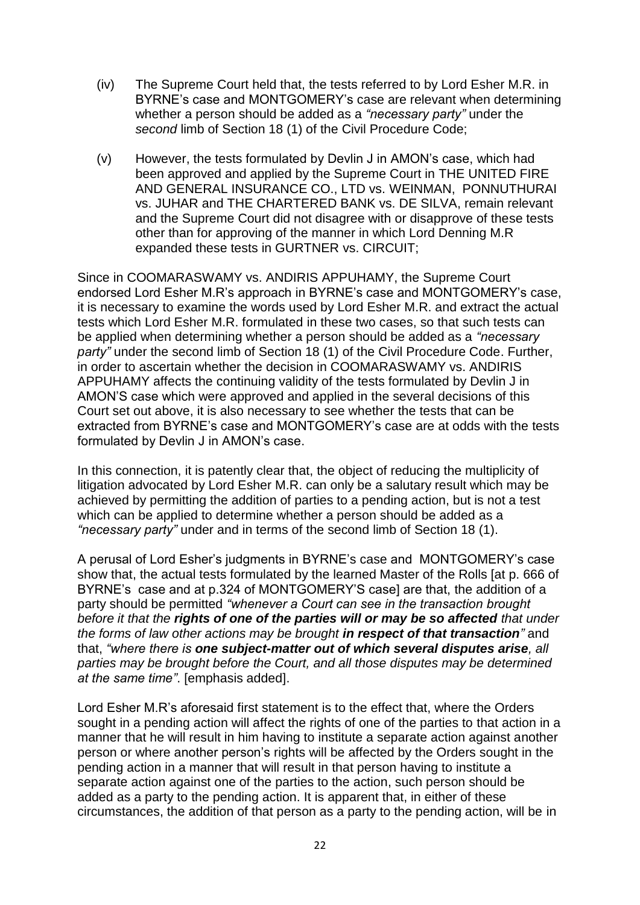(iv) The Supreme Court held that, the tests referred to by Lord Esher M.R. in BYRNE's case and MONTGOMERY's case are relevant when determining whether a person should be added as a *"necessary party"* under the *second* limb of Section 18 (1) of the Civil Procedure Code;

(v) However, the tests formulated by Devlin J in AMON's case, which had been approved and applied by the Supreme Court in THE UNITED FIRE AND GENERAL INSURANCE CO., LTD vs. WEINMAN, PONNUTHURAI vs. JUHAR and THE CHARTERED BANK vs. DE SILVA, remain relevant and the Supreme Court did not disagree with or disapprove of these tests other than for approving of the manner in which Lord Denning M.R expanded these tests in GURTNER vs. CIRCUIT;

Since in COOMARASWAMY vs. ANDIRIS APPUHAMY, the Supreme Court endorsed Lord Esher M.R's approach in BYRNE's case and MONTGOMERY's case, it is necessary to examine the words used by Lord Esher M.R. and extract the actual tests which Lord Esher M.R. formulated in these two cases, so that such tests can be applied when determining whether a person should be added as a *"necessary party"* under the second limb of Section 18 (1) of the Civil Procedure Code. Further, in order to ascertain whether the decision in COOMARASWAMY vs. ANDIRIS APPUHAMY affects the continuing validity of the tests formulated by Devlin J in AMON'S case which were approved and applied in the several decisions of this Court set out above, it is also necessary to see whether the tests that can be extracted from BYRNE's case and MONTGOMERY's case are at odds with the tests formulated by Devlin J in AMON's case.

In this connection, it is patently clear that, the object of reducing the multiplicity of litigation advocated by Lord Esher M.R. can only be a salutary result which may be achieved by permitting the addition of parties to a pending action, but is not a test which can be applied to determine whether a person should be added as a *"necessary party"* under and in terms of the second limb of Section 18 (1).

A perusal of Lord Esher's judgments in BYRNE's case and MONTGOMERY's case show that, the actual tests formulated by the learned Master of the Rolls [at p. 666 of BYRNE's case and at p.324 of MONTGOMERY'S case] are that, the addition of a party should be permitted *"whenever a Court can see in the transaction brought before it that the **rights of one of the parties will or may be so affected** that under the forms of law other actions may be brought **in respect of that transaction**"* and that, *"where there is **one subject-matter out of which several disputes arise**, all parties may be brought before the Court, and all those disputes may be determined at the same time"*. [emphasis added].

Lord Esher M.R's aforesaid first statement is to the effect that, where the Orders sought in a pending action will affect the rights of one of the parties to that action in a manner that he will result in him having to institute a separate action against another person or where another person's rights will be affected by the Orders sought in the pending action in a manner that will result in that person having to institute a separate action against one of the parties to the action, such person should be added as a party to the pending action. It is apparent that, in either of these circumstances, the addition of that person as a party to the pending action, will be in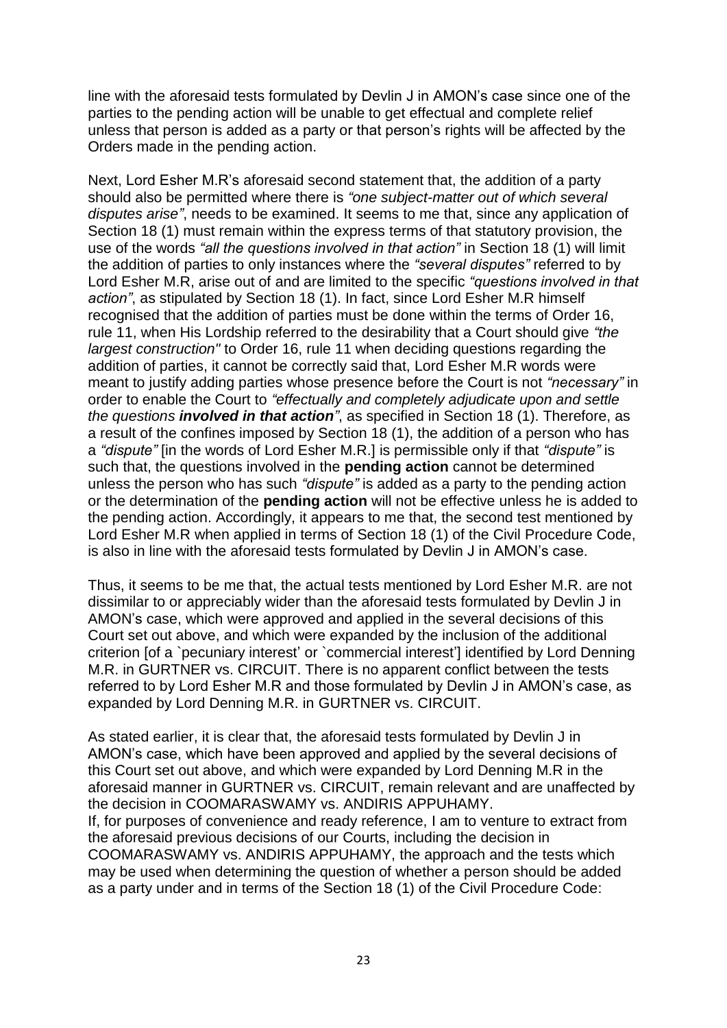line with the aforesaid tests formulated by Devlin J in AMON's case since one of the parties to the pending action will be unable to get effectual and complete relief unless that person is added as a party or that person's rights will be affected by the Orders made in the pending action.

Next, Lord Esher M.R's aforesaid second statement that, the addition of a party should also be permitted where there is *"one subject-matter out of which several disputes arise"*, needs to be examined. It seems to me that, since any application of Section 18 (1) must remain within the express terms of that statutory provision, the use of the words *"all the questions involved in that action"* in Section 18 (1) will limit the addition of parties to only instances where the *"several disputes"* referred to by Lord Esher M.R, arise out of and are limited to the specific *"questions involved in that action"*, as stipulated by Section 18 (1). In fact, since Lord Esher M.R himself recognised that the addition of parties must be done within the terms of Order 16, rule 11, when His Lordship referred to the desirability that a Court should give *"the largest construction"* to Order 16, rule 11 when deciding questions regarding the addition of parties, it cannot be correctly said that, Lord Esher M.R words were meant to justify adding parties whose presence before the Court is not *"necessary"* in order to enable the Court to *"effectually and completely adjudicate upon and settle the questions **involved in that action**"*, as specified in Section 18 (1). Therefore, as a result of the confines imposed by Section 18 (1), the addition of a person who has a *"dispute"* [in the words of Lord Esher M.R.] is permissible only if that *"dispute"* is such that, the questions involved in the **pending action** cannot be determined unless the person who has such *"dispute"* is added as a party to the pending action or the determination of the **pending action** will not be effective unless he is added to the pending action. Accordingly, it appears to me that, the second test mentioned by Lord Esher M.R when applied in terms of Section 18 (1) of the Civil Procedure Code, is also in line with the aforesaid tests formulated by Devlin J in AMON's case.

Thus, it seems to be me that, the actual tests mentioned by Lord Esher M.R. are not dissimilar to or appreciably wider than the aforesaid tests formulated by Devlin J in AMON's case, which were approved and applied in the several decisions of this Court set out above, and which were expanded by the inclusion of the additional criterion [of a `pecuniary interest' or `commercial interest'] identified by Lord Denning M.R. in GURTNER vs. CIRCUIT. There is no apparent conflict between the tests referred to by Lord Esher M.R and those formulated by Devlin J in AMON's case, as expanded by Lord Denning M.R. in GURTNER vs. CIRCUIT.

As stated earlier, it is clear that, the aforesaid tests formulated by Devlin J in AMON's case, which have been approved and applied by the several decisions of this Court set out above, and which were expanded by Lord Denning M.R in the aforesaid manner in GURTNER vs. CIRCUIT, remain relevant and are unaffected by the decision in COOMARASWAMY vs. ANDIRIS APPUHAMY.

If, for purposes of convenience and ready reference, I am to venture to extract from the aforesaid previous decisions of our Courts, including the decision in COOMARASWAMY vs. ANDIRIS APPUHAMY, the approach and the tests which may be used when determining the question of whether a person should be added as a party under and in terms of the Section 18 (1) of the Civil Procedure Code: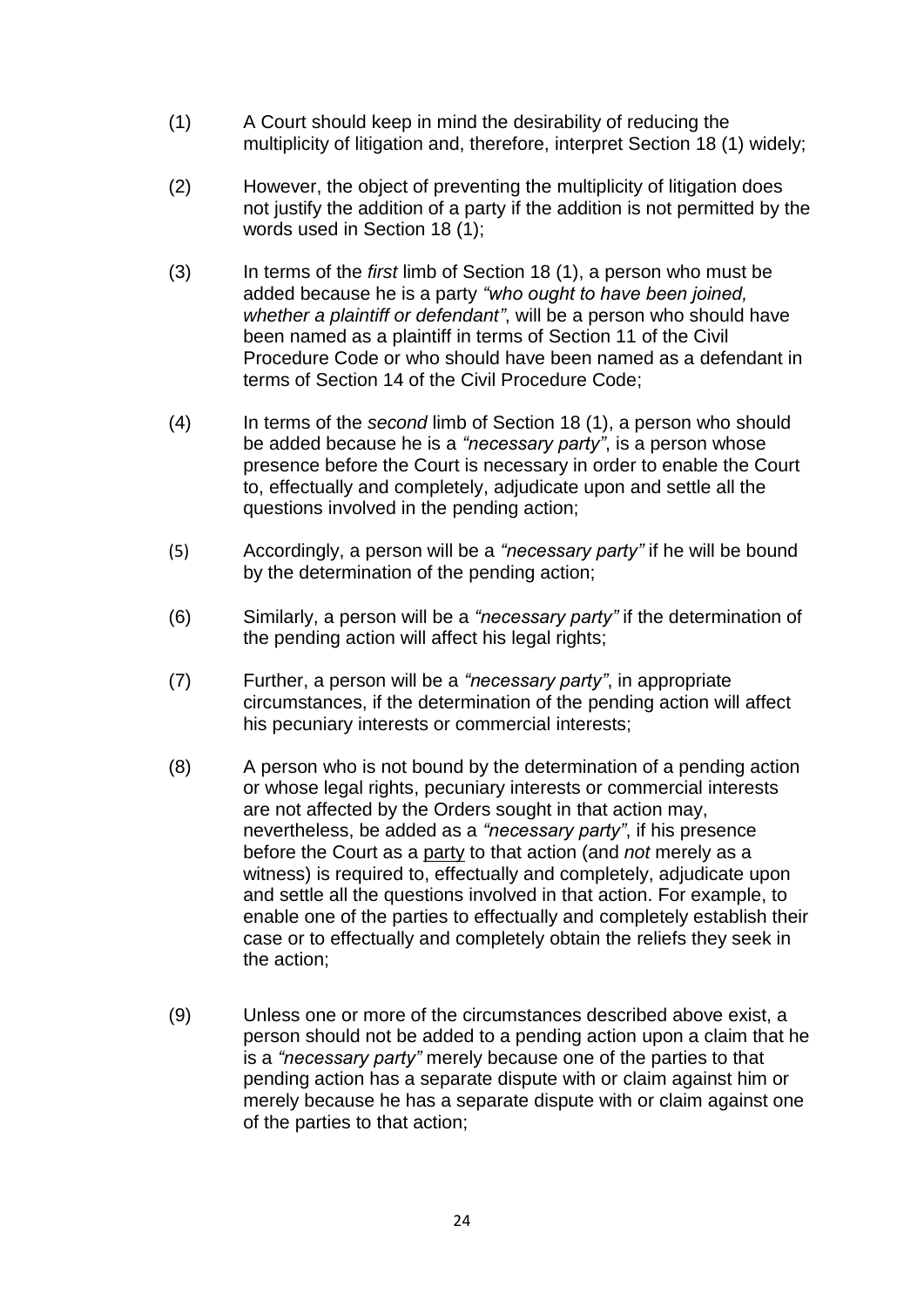(1) A Court should keep in mind the desirability of reducing the multiplicity of litigation and, therefore, interpret Section 18 (1) widely;

(2) However, the object of preventing the multiplicity of litigation does not justify the addition of a party if the addition is not permitted by the words used in Section 18 (1);

(3) In terms of the *first* limb of Section 18 (1), a person who must be added because he is a party *"who ought to have been joined, whether a plaintiff or defendant"*, will be a person who should have been named as a plaintiff in terms of Section 11 of the Civil Procedure Code or who should have been named as a defendant in terms of Section 14 of the Civil Procedure Code;

(4) In terms of the *second* limb of Section 18 (1), a person who should be added because he is a *"necessary party"*, is a person whose presence before the Court is necessary in order to enable the Court to, effectually and completely, adjudicate upon and settle all the questions involved in the pending action;

(5) Accordingly, a person will be a *"necessary party"* if he will be bound by the determination of the pending action;

(6) Similarly, a person will be a *"necessary party"* if the determination of the pending action will affect his legal rights;

(7) Further, a person will be a *"necessary party"*, in appropriate circumstances, if the determination of the pending action will affect his pecuniary interests or commercial interests;

(8) A person who is not bound by the determination of a pending action or whose legal rights, pecuniary interests or commercial interests are not affected by the Orders sought in that action may, nevertheless, be added as a *"necessary party"*, if his presence before the Court as a party to that action (and *not* merely as a witness) is required to, effectually and completely, adjudicate upon and settle all the questions involved in that action. For example, to enable one of the parties to effectually and completely establish their case or to effectually and completely obtain the reliefs they seek in the action;

(9) Unless one or more of the circumstances described above exist, a person should not be added to a pending action upon a claim that he is a *"necessary party"* merely because one of the parties to that pending action has a separate dispute with or claim against him or merely because he has a separate dispute with or claim against one of the parties to that action;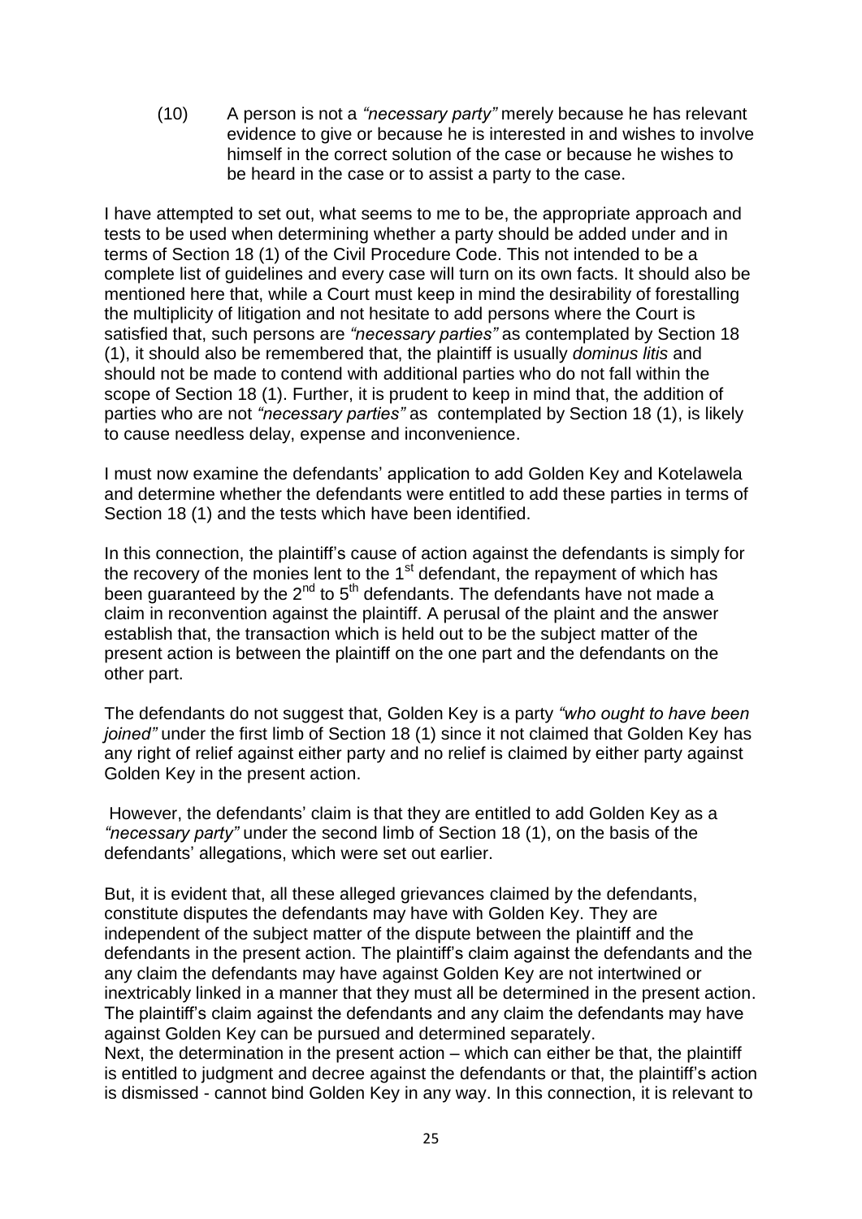(10) A person is not a *"necessary party"* merely because he has relevant evidence to give or because he is interested in and wishes to involve himself in the correct solution of the case or because he wishes to be heard in the case or to assist a party to the case.

I have attempted to set out, what seems to me to be, the appropriate approach and tests to be used when determining whether a party should be added under and in terms of Section 18 (1) of the Civil Procedure Code. This not intended to be a complete list of guidelines and every case will turn on its own facts. It should also be mentioned here that, while a Court must keep in mind the desirability of forestalling the multiplicity of litigation and not hesitate to add persons where the Court is satisfied that, such persons are *"necessary parties"* as contemplated by Section 18 (1), it should also be remembered that, the plaintiff is usually *dominus litis* and should not be made to contend with additional parties who do not fall within the scope of Section 18 (1). Further, it is prudent to keep in mind that, the addition of parties who are not *"necessary parties"* as contemplated by Section 18 (1), is likely to cause needless delay, expense and inconvenience.

I must now examine the defendants' application to add Golden Key and Kotelawela and determine whether the defendants were entitled to add these parties in terms of Section 18 (1) and the tests which have been identified.

In this connection, the plaintiff's cause of action against the defendants is simply for the recovery of the monies lent to the 1st defendant, the repayment of which has been guaranteed by the 2nd to 5th defendants. The defendants have not made a claim in reconvention against the plaintiff. A perusal of the plaint and the answer establish that, the transaction which is held out to be the subject matter of the present action is between the plaintiff on the one part and the defendants on the other part.

The defendants do not suggest that, Golden Key is a party *"who ought to have been joined"* under the first limb of Section 18 (1) since it not claimed that Golden Key has any right of relief against either party and no relief is claimed by either party against Golden Key in the present action.

However, the defendants' claim is that they are entitled to add Golden Key as a *"necessary party"* under the second limb of Section 18 (1), on the basis of the defendants' allegations, which were set out earlier.

But, it is evident that, all these alleged grievances claimed by the defendants, constitute disputes the defendants may have with Golden Key. They are independent of the subject matter of the dispute between the plaintiff and the defendants in the present action. The plaintiff's claim against the defendants and the any claim the defendants may have against Golden Key are not intertwined or inextricably linked in a manner that they must all be determined in the present action. The plaintiff's claim against the defendants and any claim the defendants may have against Golden Key can be pursued and determined separately.
Next, the determination in the present action – which can either be that, the plaintiff is entitled to judgment and decree against the defendants or that, the plaintiff's action is dismissed - cannot bind Golden Key in any way. In this connection, it is relevant to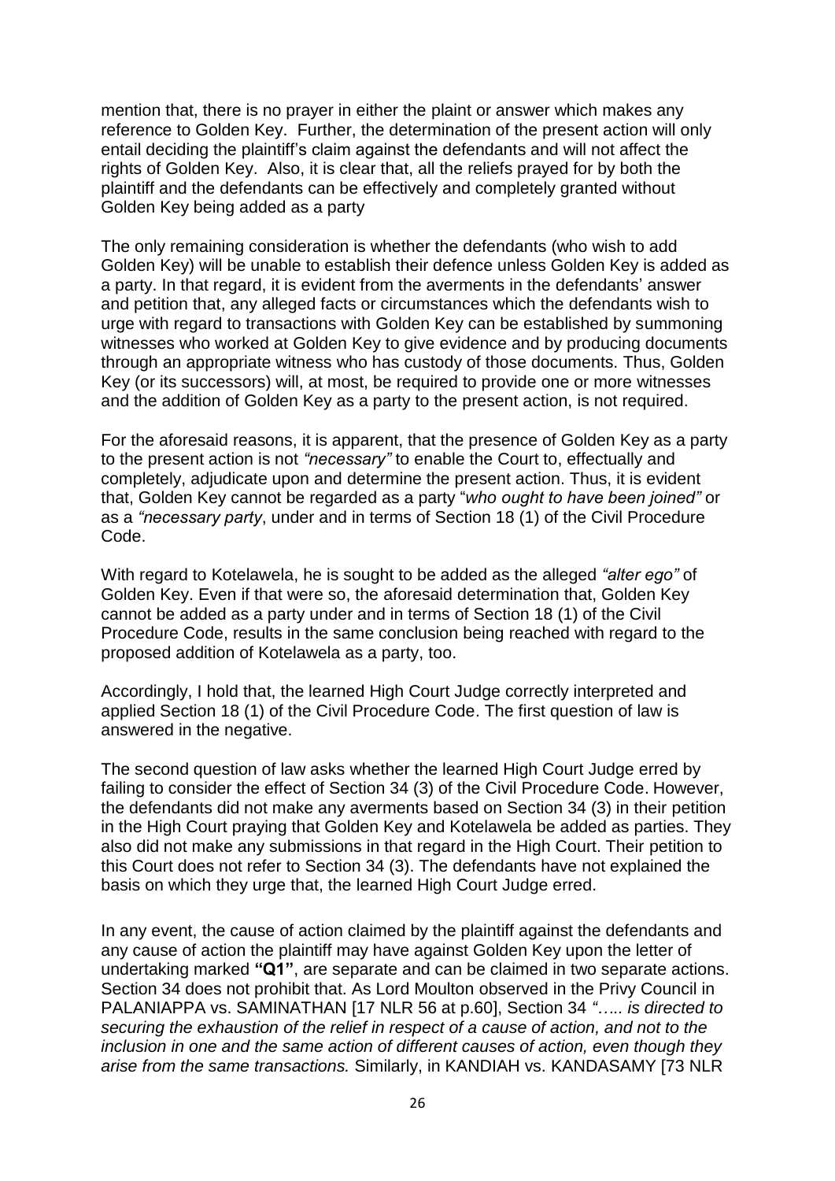mention that, there is no prayer in either the plaint or answer which makes any reference to Golden Key. Further, the determination of the present action will only entail deciding the plaintiff's claim against the defendants and will not affect the rights of Golden Key. Also, it is clear that, all the reliefs prayed for by both the plaintiff and the defendants can be effectively and completely granted without Golden Key being added as a party

The only remaining consideration is whether the defendants (who wish to add Golden Key) will be unable to establish their defence unless Golden Key is added as a party. In that regard, it is evident from the averments in the defendants' answer and petition that, any alleged facts or circumstances which the defendants wish to urge with regard to transactions with Golden Key can be established by summoning witnesses who worked at Golden Key to give evidence and by producing documents through an appropriate witness who has custody of those documents. Thus, Golden Key (or its successors) will, at most, be required to provide one or more witnesses and the addition of Golden Key as a party to the present action, is not required.

For the aforesaid reasons, it is apparent, that the presence of Golden Key as a party to the present action is not *"necessary"* to enable the Court to, effectually and completely, adjudicate upon and determine the present action. Thus, it is evident that, Golden Key cannot be regarded as a party "*who ought to have been joined"* or as a *"necessary party*, under and in terms of Section 18 (1) of the Civil Procedure Code.

With regard to Kotelawela, he is sought to be added as the alleged *"alter ego"* of Golden Key. Even if that were so, the aforesaid determination that, Golden Key cannot be added as a party under and in terms of Section 18 (1) of the Civil Procedure Code, results in the same conclusion being reached with regard to the proposed addition of Kotelawela as a party, too.

Accordingly, I hold that, the learned High Court Judge correctly interpreted and applied Section 18 (1) of the Civil Procedure Code. The first question of law is answered in the negative.

The second question of law asks whether the learned High Court Judge erred by failing to consider the effect of Section 34 (3) of the Civil Procedure Code. However, the defendants did not make any averments based on Section 34 (3) in their petition in the High Court praying that Golden Key and Kotelawela be added as parties. They also did not make any submissions in that regard in the High Court. Their petition to this Court does not refer to Section 34 (3). The defendants have not explained the basis on which they urge that, the learned High Court Judge erred.

In any event, the cause of action claimed by the plaintiff against the defendants and any cause of action the plaintiff may have against Golden Key upon the letter of undertaking marked **"Q1"**, are separate and can be claimed in two separate actions. Section 34 does not prohibit that. As Lord Moulton observed in the Privy Council in PALANIAPPA vs. SAMINATHAN [17 NLR 56 at p.60], Section 34 *"….. is directed to securing the exhaustion of the relief in respect of a cause of action, and not to the inclusion in one and the same action of different causes of action, even though they arise from the same transactions.* Similarly, in KANDIAH vs. KANDASAMY [73 NLR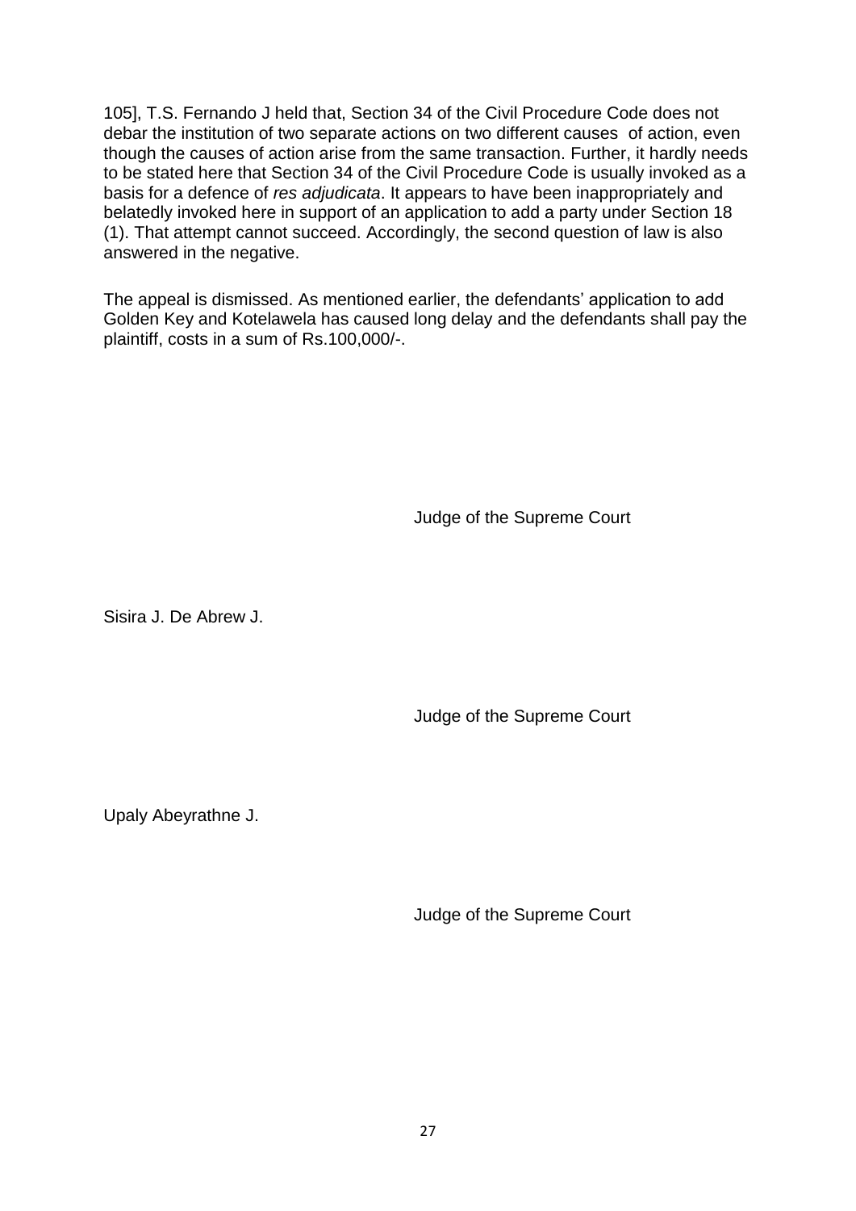105], T.S. Fernando J held that, Section 34 of the Civil Procedure Code does not debar the institution of two separate actions on two different causes of action, even though the causes of action arise from the same transaction. Further, it hardly needs to be stated here that Section 34 of the Civil Procedure Code is usually invoked as a basis for a defence of *res adjudicata*. It appears to have been inappropriately and belatedly invoked here in support of an application to add a party under Section 18 (1). That attempt cannot succeed. Accordingly, the second question of law is also answered in the negative.

The appeal is dismissed. As mentioned earlier, the defendants' application to add Golden Key and Kotelawela has caused long delay and the defendants shall pay the plaintiff, costs in a sum of Rs.100,000/-.

Judge of the Supreme Court

Sisira J. De Abrew J.

Judge of the Supreme Court

Upaly Abeyrathne J.

Judge of the Supreme Court